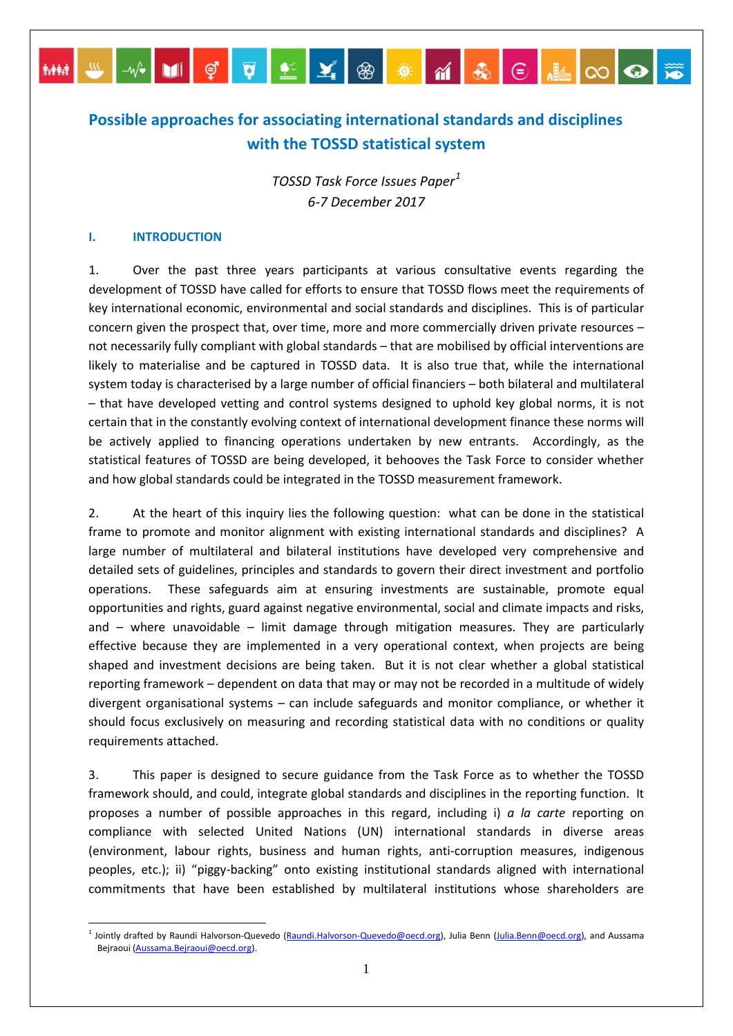# Possible approaches for associating international standards and disciplines with the TOSSD statistical system

*TOSSD Task Force Issues Paper*[1]
*6-7 December 2017*

## I. INTRODUCTION

1. Over the past three years participants at various consultative events regarding the development of TOSSD have called for efforts to ensure that TOSSD flows meet the requirements of key international economic, environmental and social standards and disciplines. This is of particular concern given the prospect that, over time, more and more commercially driven private resources – not necessarily fully compliant with global standards – that are mobilised by official interventions are likely to materialise and be captured in TOSSD data. It is also true that, while the international system today is characterised by a large number of official financiers – both bilateral and multilateral – that have developed vetting and control systems designed to uphold key global norms, it is not certain that in the constantly evolving context of international development finance these norms will be actively applied to financing operations undertaken by new entrants. Accordingly, as the statistical features of TOSSD are being developed, it behooves the Task Force to consider whether and how global standards could be integrated in the TOSSD measurement framework.

2. At the heart of this inquiry lies the following question: what can be done in the statistical frame to promote and monitor alignment with existing international standards and disciplines? A large number of multilateral and bilateral institutions have developed very comprehensive and detailed sets of guidelines, principles and standards to govern their direct investment and portfolio operations. These safeguards aim at ensuring investments are sustainable, promote equal opportunities and rights, guard against negative environmental, social and climate impacts and risks, and – where unavoidable – limit damage through mitigation measures. They are particularly effective because they are implemented in a very operational context, when projects are being shaped and investment decisions are being taken. But it is not clear whether a global statistical reporting framework – dependent on data that may or may not be recorded in a multitude of widely divergent organisational systems – can include safeguards and monitor compliance, or whether it should focus exclusively on measuring and recording statistical data with no conditions or quality requirements attached.

3. This paper is designed to secure guidance from the Task Force as to whether the TOSSD framework should, and could, integrate global standards and disciplines in the reporting function. It proposes a number of possible approaches in this regard, including i) *a la carte* reporting on compliance with selected United Nations (UN) international standards in diverse areas (environment, labour rights, business and human rights, anti-corruption measures, indigenous peoples, etc.); ii) "piggy-backing" onto existing institutional standards aligned with international commitments that have been established by multilateral institutions whose shareholders are

---

[1] Jointly drafted by Raundi Halvorson-Quevedo (Raundi.Halvorson-Quevedo@oecd.org), Julia Benn (Julia.Benn@oecd.org), and Aussama Bejraoui (Aussama.Bejraoui@oecd.org).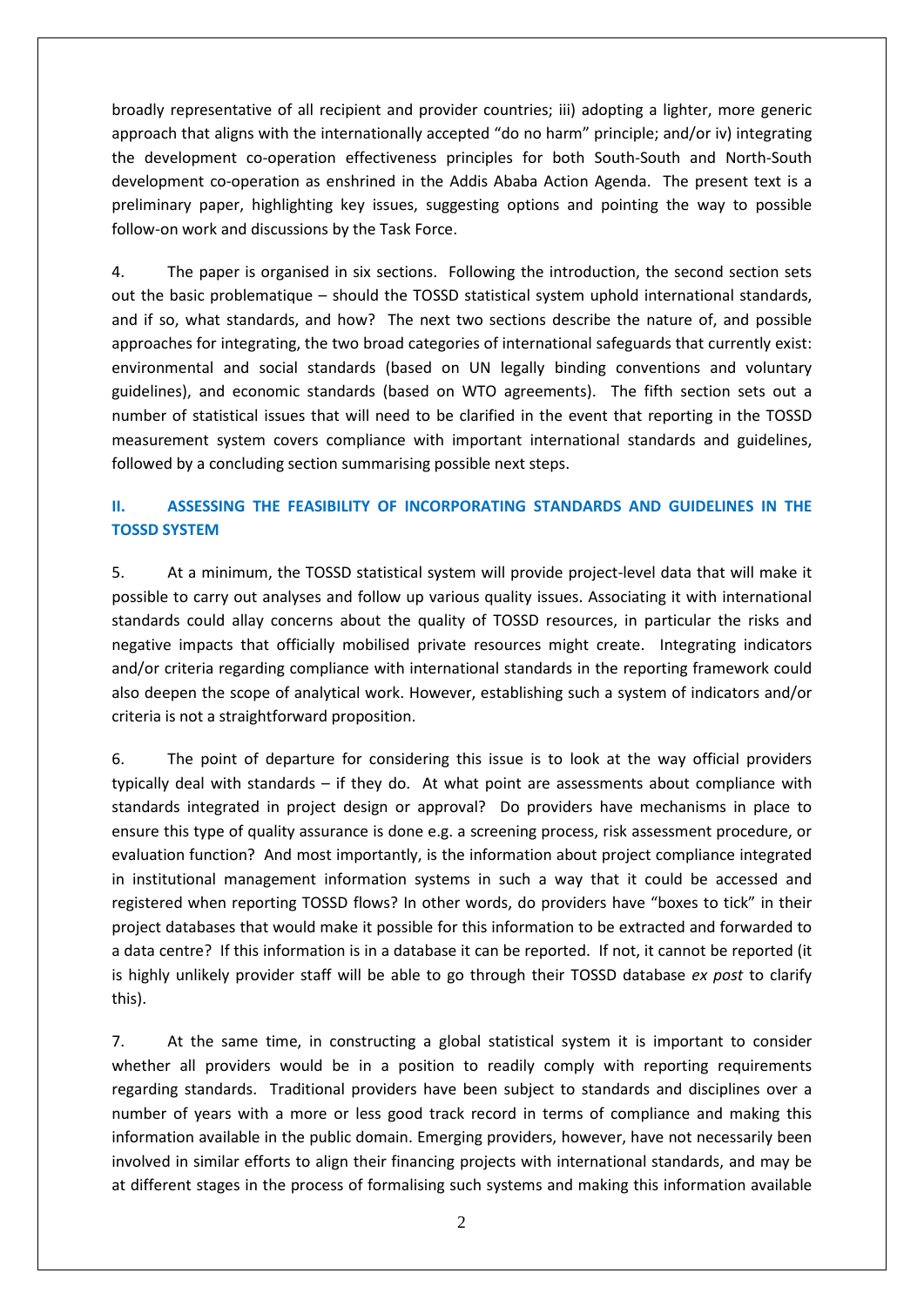broadly representative of all recipient and provider countries; iii) adopting a lighter, more generic approach that aligns with the internationally accepted "do no harm" principle; and/or iv) integrating the development co-operation effectiveness principles for both South-South and North-South development co-operation as enshrined in the Addis Ababa Action Agenda. The present text is a preliminary paper, highlighting key issues, suggesting options and pointing the way to possible follow-on work and discussions by the Task Force.

4. The paper is organised in six sections. Following the introduction, the second section sets out the basic problematique – should the TOSSD statistical system uphold international standards, and if so, what standards, and how? The next two sections describe the nature of, and possible approaches for integrating, the two broad categories of international safeguards that currently exist: environmental and social standards (based on UN legally binding conventions and voluntary guidelines), and economic standards (based on WTO agreements). The fifth section sets out a number of statistical issues that will need to be clarified in the event that reporting in the TOSSD measurement system covers compliance with important international standards and guidelines, followed by a concluding section summarising possible next steps.

## II. ASSESSING THE FEASIBILITY OF INCORPORATING STANDARDS AND GUIDELINES IN THE TOSSD SYSTEM

5. At a minimum, the TOSSD statistical system will provide project-level data that will make it possible to carry out analyses and follow up various quality issues. Associating it with international standards could allay concerns about the quality of TOSSD resources, in particular the risks and negative impacts that officially mobilised private resources might create. Integrating indicators and/or criteria regarding compliance with international standards in the reporting framework could also deepen the scope of analytical work. However, establishing such a system of indicators and/or criteria is not a straightforward proposition.

6. The point of departure for considering this issue is to look at the way official providers typically deal with standards – if they do. At what point are assessments about compliance with standards integrated in project design or approval? Do providers have mechanisms in place to ensure this type of quality assurance is done e.g. a screening process, risk assessment procedure, or evaluation function? And most importantly, is the information about project compliance integrated in institutional management information systems in such a way that it could be accessed and registered when reporting TOSSD flows? In other words, do providers have "boxes to tick" in their project databases that would make it possible for this information to be extracted and forwarded to a data centre? If this information is in a database it can be reported. If not, it cannot be reported (it is highly unlikely provider staff will be able to go through their TOSSD database *ex post* to clarify this).

7. At the same time, in constructing a global statistical system it is important to consider whether all providers would be in a position to readily comply with reporting requirements regarding standards. Traditional providers have been subject to standards and disciplines over a number of years with a more or less good track record in terms of compliance and making this information available in the public domain. Emerging providers, however, have not necessarily been involved in similar efforts to align their financing projects with international standards, and may be at different stages in the process of formalising such systems and making this information available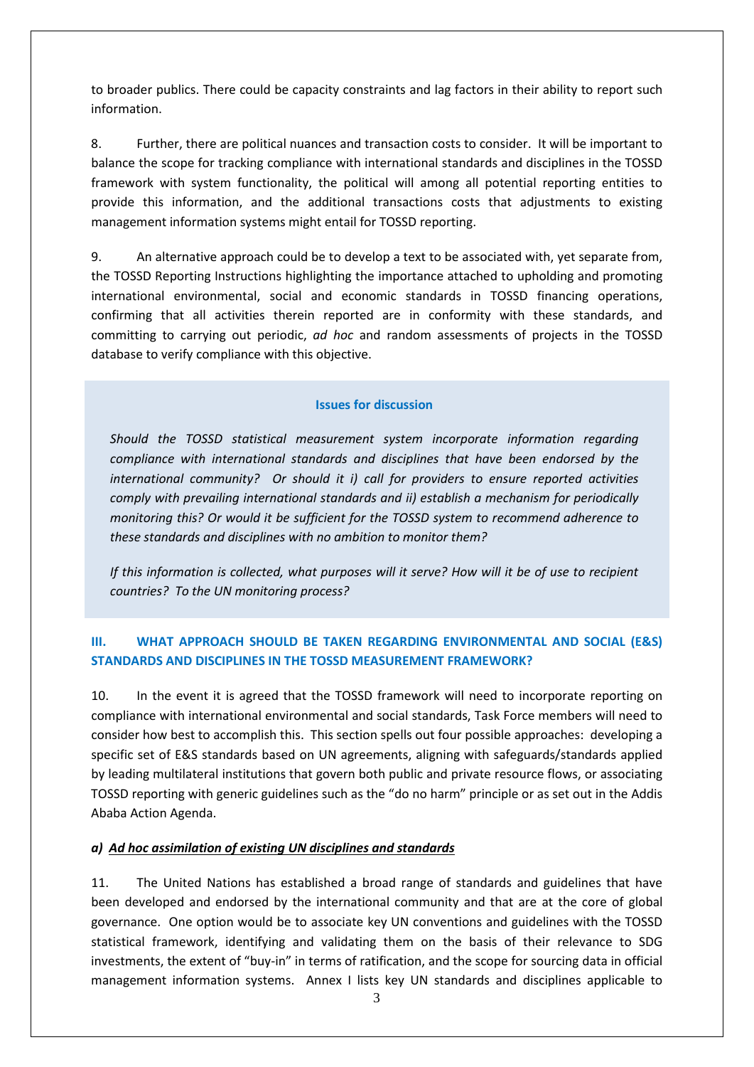to broader publics. There could be capacity constraints and lag factors in their ability to report such information.

8. Further, there are political nuances and transaction costs to consider. It will be important to balance the scope for tracking compliance with international standards and disciplines in the TOSSD framework with system functionality, the political will among all potential reporting entities to provide this information, and the additional transactions costs that adjustments to existing management information systems might entail for TOSSD reporting.

9. An alternative approach could be to develop a text to be associated with, yet separate from, the TOSSD Reporting Instructions highlighting the importance attached to upholding and promoting international environmental, social and economic standards in TOSSD financing operations, confirming that all activities therein reported are in conformity with these standards, and committing to carrying out periodic, *ad hoc* and random assessments of projects in the TOSSD database to verify compliance with this objective.

**Issues for discussion**

*Should the TOSSD statistical measurement system incorporate information regarding compliance with international standards and disciplines that have been endorsed by the international community? Or should it i) call for providers to ensure reported activities comply with prevailing international standards and ii) establish a mechanism for periodically monitoring this? Or would it be sufficient for the TOSSD system to recommend adherence to these standards and disciplines with no ambition to monitor them?*

*If this information is collected, what purposes will it serve? How will it be of use to recipient countries? To the UN monitoring process?*

## III. WHAT APPROACH SHOULD BE TAKEN REGARDING ENVIRONMENTAL AND SOCIAL (E&S) STANDARDS AND DISCIPLINES IN THE TOSSD MEASUREMENT FRAMEWORK?

10. In the event it is agreed that the TOSSD framework will need to incorporate reporting on compliance with international environmental and social standards, Task Force members will need to consider how best to accomplish this. This section spells out four possible approaches: developing a specific set of E&S standards based on UN agreements, aligning with safeguards/standards applied by leading multilateral institutions that govern both public and private resource flows, or associating TOSSD reporting with generic guidelines such as the "do no harm" principle or as set out in the Addis Ababa Action Agenda.

### *a) Ad hoc assimilation of existing UN disciplines and standards*

11. The United Nations has established a broad range of standards and guidelines that have been developed and endorsed by the international community and that are at the core of global governance. One option would be to associate key UN conventions and guidelines with the TOSSD statistical framework, identifying and validating them on the basis of their relevance to SDG investments, the extent of "buy-in" in terms of ratification, and the scope for sourcing data in official management information systems. Annex I lists key UN standards and disciplines applicable to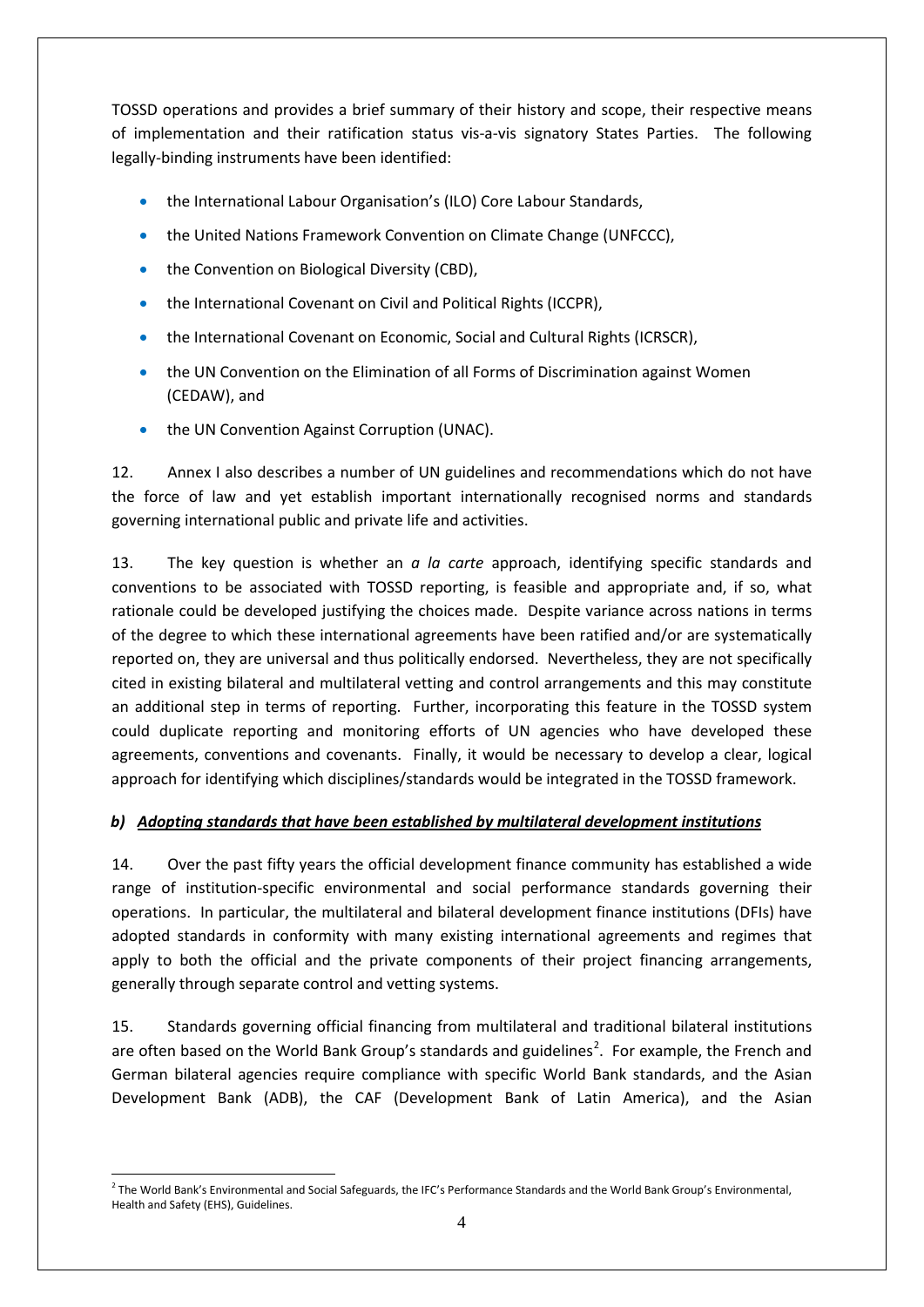TOSSD operations and provides a brief summary of their history and scope, their respective means of implementation and their ratification status vis-a-vis signatory States Parties. The following legally-binding instruments have been identified:

- the International Labour Organisation's (ILO) Core Labour Standards,
- the United Nations Framework Convention on Climate Change (UNFCCC),
- the Convention on Biological Diversity (CBD),
- the International Covenant on Civil and Political Rights (ICCPR),
- the International Covenant on Economic, Social and Cultural Rights (ICRSCR),
- the UN Convention on the Elimination of all Forms of Discrimination against Women (CEDAW), and
- the UN Convention Against Corruption (UNAC).

12. Annex I also describes a number of UN guidelines and recommendations which do not have the force of law and yet establish important internationally recognised norms and standards governing international public and private life and activities.

13. The key question is whether an *a la carte* approach, identifying specific standards and conventions to be associated with TOSSD reporting, is feasible and appropriate and, if so, what rationale could be developed justifying the choices made. Despite variance across nations in terms of the degree to which these international agreements have been ratified and/or are systematically reported on, they are universal and thus politically endorsed. Nevertheless, they are not specifically cited in existing bilateral and multilateral vetting and control arrangements and this may constitute an additional step in terms of reporting. Further, incorporating this feature in the TOSSD system could duplicate reporting and monitoring efforts of UN agencies who have developed these agreements, conventions and covenants. Finally, it would be necessary to develop a clear, logical approach for identifying which disciplines/standards would be integrated in the TOSSD framework.

### *b) Adopting standards that have been established by multilateral development institutions*

14. Over the past fifty years the official development finance community has established a wide range of institution-specific environmental and social performance standards governing their operations. In particular, the multilateral and bilateral development finance institutions (DFIs) have adopted standards in conformity with many existing international agreements and regimes that apply to both the official and the private components of their project financing arrangements, generally through separate control and vetting systems.

15. Standards governing official financing from multilateral and traditional bilateral institutions are often based on the World Bank Group's standards and guidelines[2]. For example, the French and German bilateral agencies require compliance with specific World Bank standards, and the Asian Development Bank (ADB), the CAF (Development Bank of Latin America), and the Asian

[2] The World Bank's Environmental and Social Safeguards, the IFC's Performance Standards and the World Bank Group's Environmental, Health and Safety (EHS), Guidelines.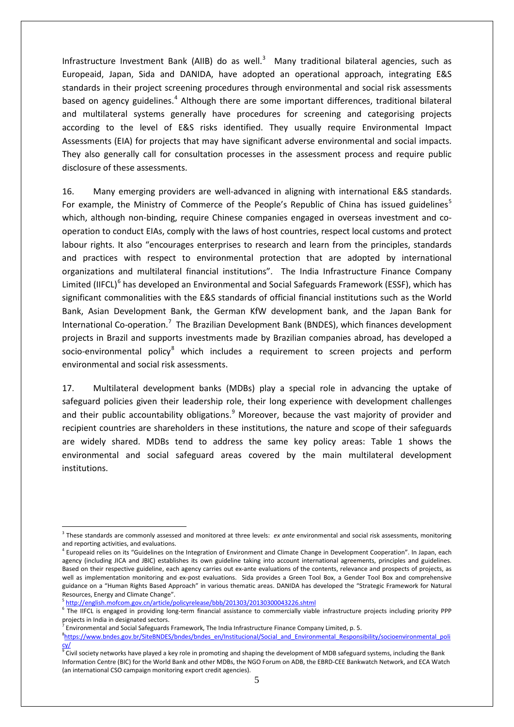Infrastructure Investment Bank (AIIB) do as well.[3] Many traditional bilateral agencies, such as Europeaid, Japan, Sida and DANIDA, have adopted an operational approach, integrating E&S standards in their project screening procedures through environmental and social risk assessments based on agency guidelines.[4] Although there are some important differences, traditional bilateral and multilateral systems generally have procedures for screening and categorising projects according to the level of E&S risks identified. They usually require Environmental Impact Assessments (EIA) for projects that may have significant adverse environmental and social impacts. They also generally call for consultation processes in the assessment process and require public disclosure of these assessments.

16. Many emerging providers are well-advanced in aligning with international E&S standards. For example, the Ministry of Commerce of the People's Republic of China has issued guidelines[5] which, although non-binding, require Chinese companies engaged in overseas investment and co-operation to conduct EIAs, comply with the laws of host countries, respect local customs and protect labour rights. It also "encourages enterprises to research and learn from the principles, standards and practices with respect to environmental protection that are adopted by international organizations and multilateral financial institutions". The India Infrastructure Finance Company Limited (IIFCL)[6] has developed an Environmental and Social Safeguards Framework (ESSF), which has significant commonalities with the E&S standards of official financial institutions such as the World Bank, Asian Development Bank, the German KfW development bank, and the Japan Bank for International Co-operation.[7] The Brazilian Development Bank (BNDES), which finances development projects in Brazil and supports investments made by Brazilian companies abroad, has developed a socio-environmental policy[8] which includes a requirement to screen projects and perform environmental and social risk assessments.

17. Multilateral development banks (MDBs) play a special role in advancing the uptake of safeguard policies given their leadership role, their long experience with development challenges and their public accountability obligations.[9] Moreover, because the vast majority of provider and recipient countries are shareholders in these institutions, the nature and scope of their safeguards are widely shared. MDBs tend to address the same key policy areas: Table 1 shows the environmental and social safeguard areas covered by the main multilateral development institutions.

---

[3] These standards are commonly assessed and monitored at three levels: *ex ante* environmental and social risk assessments, monitoring and reporting activities, and evaluations.

[4] Europeaid relies on its "Guidelines on the Integration of Environment and Climate Change in Development Cooperation". In Japan, each agency (including JICA and JBIC) establishes its own guideline taking into account international agreements, principles and guidelines. Based on their respective guideline, each agency carries out ex-ante evaluations of the contents, relevance and prospects of projects, as well as implementation monitoring and ex-post evaluations. Sida provides a Green Tool Box, a Gender Tool Box and comprehensive guidance on a "Human Rights Based Approach" in various thematic areas. DANIDA has developed the "Strategic Framework for Natural Resources, Energy and Climate Change".

[5] http://english.mofcom.gov.cn/article/policyrelease/bbb/201303/20130300043226.shtml

[6] The IIFCL is engaged in providing long-term financial assistance to commercially viable infrastructure projects including priority PPP projects in India in designated sectors.

[7] Environmental and Social Safeguards Framework, The India Infrastructure Finance Company Limited, p. 5.

[8] https://www.bndes.gov.br/SiteBNDES/bndes/bndes_en/Institucional/Social_and_Environmental_Responsibility/socioenvironmental_policy/

[9] Civil society networks have played a key role in promoting and shaping the development of MDB safeguard systems, including the Bank Information Centre (BIC) for the World Bank and other MDBs, the NGO Forum on ADB, the EBRD-CEE Bankwatch Network, and ECA Watch (an international CSO campaign monitoring export credit agencies).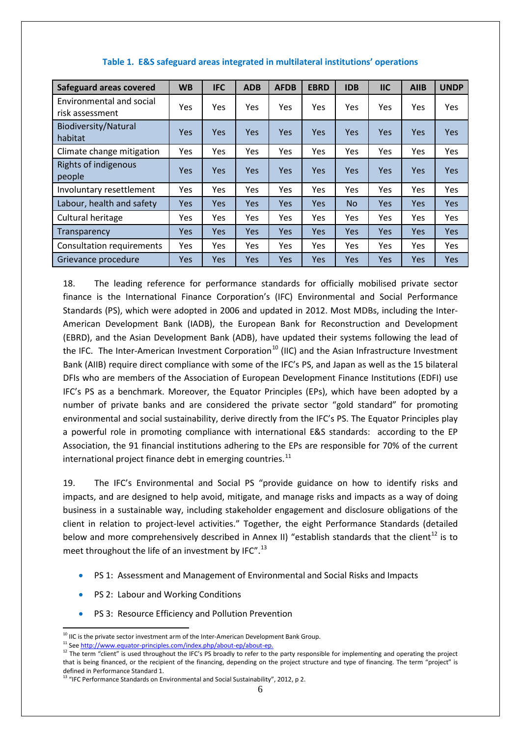**Table 1. E&S safeguard areas integrated in multilateral institutions' operations**

| Safeguard areas covered | WB | IFC | ADB | AFDB | EBRD | IDB | IIC | AIIB | UNDP |
|---|---|---|---|---|---|---|---|---|---|
| Environmental and social risk assessment | Yes | Yes | Yes | Yes | Yes | Yes | Yes | Yes | Yes |
| Biodiversity/Natural habitat | Yes | Yes | Yes | Yes | Yes | Yes | Yes | Yes | Yes |
| Climate change mitigation | Yes | Yes | Yes | Yes | Yes | Yes | Yes | Yes | Yes |
| Rights of indigenous people | Yes | Yes | Yes | Yes | Yes | Yes | Yes | Yes | Yes |
| Involuntary resettlement | Yes | Yes | Yes | Yes | Yes | Yes | Yes | Yes | Yes |
| Labour, health and safety | Yes | Yes | Yes | Yes | Yes | No | Yes | Yes | Yes |
| Cultural heritage | Yes | Yes | Yes | Yes | Yes | Yes | Yes | Yes | Yes |
| Transparency | Yes | Yes | Yes | Yes | Yes | Yes | Yes | Yes | Yes |
| Consultation requirements | Yes | Yes | Yes | Yes | Yes | Yes | Yes | Yes | Yes |
| Grievance procedure | Yes | Yes | Yes | Yes | Yes | Yes | Yes | Yes | Yes |

18. The leading reference for performance standards for officially mobilised private sector finance is the International Finance Corporation's (IFC) Environmental and Social Performance Standards (PS), which were adopted in 2006 and updated in 2012. Most MDBs, including the Inter-American Development Bank (IADB), the European Bank for Reconstruction and Development (EBRD), and the Asian Development Bank (ADB), have updated their systems following the lead of the IFC. The Inter-American Investment Corporation[10] (IIC) and the Asian Infrastructure Investment Bank (AIIB) require direct compliance with some of the IFC's PS, and Japan as well as the 15 bilateral DFIs who are members of the Association of European Development Finance Institutions (EDFI) use IFC's PS as a benchmark. Moreover, the Equator Principles (EPs), which have been adopted by a number of private banks and are considered the private sector "gold standard" for promoting environmental and social sustainability, derive directly from the IFC's PS. The Equator Principles play a powerful role in promoting compliance with international E&S standards: according to the EP Association, the 91 financial institutions adhering to the EPs are responsible for 70% of the current international project finance debt in emerging countries.[11]

19. The IFC's Environmental and Social PS "provide guidance on how to identify risks and impacts, and are designed to help avoid, mitigate, and manage risks and impacts as a way of doing business in a sustainable way, including stakeholder engagement and disclosure obligations of the client in relation to project-level activities." Together, the eight Performance Standards (detailed below and more comprehensively described in Annex II) "establish standards that the client[12] is to meet throughout the life of an investment by IFC".[13]

- PS 1: Assessment and Management of Environmental and Social Risks and Impacts
- PS 2: Labour and Working Conditions
- PS 3: Resource Efficiency and Pollution Prevention

---

[10] IIC is the private sector investment arm of the Inter-American Development Bank Group.

[11] See http://www.equator-principles.com/index.php/about-ep/about-ep.

[12] The term "client" is used throughout the IFC's PS broadly to refer to the party responsible for implementing and operating the project that is being financed, or the recipient of the financing, depending on the project structure and type of financing. The term "project" is defined in Performance Standard 1.

[13] "IFC Performance Standards on Environmental and Social Sustainability", 2012, p 2.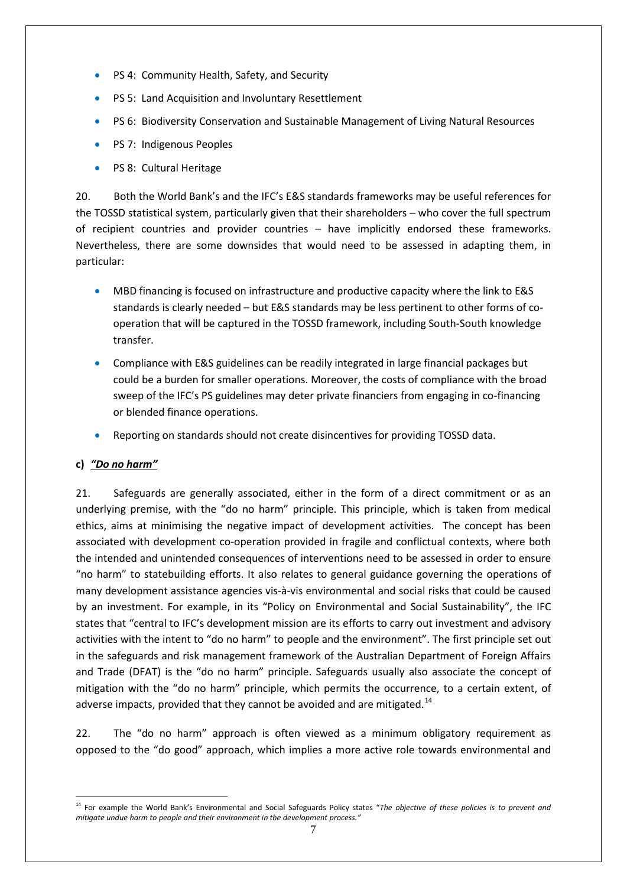- PS 4: Community Health, Safety, and Security
- PS 5: Land Acquisition and Involuntary Resettlement
- PS 6: Biodiversity Conservation and Sustainable Management of Living Natural Resources
- PS 7: Indigenous Peoples
- PS 8: Cultural Heritage

20. Both the World Bank's and the IFC's E&S standards frameworks may be useful references for the TOSSD statistical system, particularly given that their shareholders – who cover the full spectrum of recipient countries and provider countries – have implicitly endorsed these frameworks. Nevertheless, there are some downsides that would need to be assessed in adapting them, in particular:

- MBD financing is focused on infrastructure and productive capacity where the link to E&S standards is clearly needed – but E&S standards may be less pertinent to other forms of co-operation that will be captured in the TOSSD framework, including South-South knowledge transfer.
- Compliance with E&S guidelines can be readily integrated in large financial packages but could be a burden for smaller operations. Moreover, the costs of compliance with the broad sweep of the IFC's PS guidelines may deter private financiers from engaging in co-financing or blended finance operations.
- Reporting on standards should not create disincentives for providing TOSSD data.

### c) *"Do no harm"*

21. Safeguards are generally associated, either in the form of a direct commitment or as an underlying premise, with the "do no harm" principle. This principle, which is taken from medical ethics, aims at minimising the negative impact of development activities. The concept has been associated with development co-operation provided in fragile and conflictual contexts, where both the intended and unintended consequences of interventions need to be assessed in order to ensure "no harm" to statebuilding efforts. It also relates to general guidance governing the operations of many development assistance agencies vis-à-vis environmental and social risks that could be caused by an investment. For example, in its "Policy on Environmental and Social Sustainability", the IFC states that "central to IFC's development mission are its efforts to carry out investment and advisory activities with the intent to "do no harm" to people and the environment". The first principle set out in the safeguards and risk management framework of the Australian Department of Foreign Affairs and Trade (DFAT) is the "do no harm" principle. Safeguards usually also associate the concept of mitigation with the "do no harm" principle, which permits the occurrence, to a certain extent, of adverse impacts, provided that they cannot be avoided and are mitigated.[14]

22. The "do no harm" approach is often viewed as a minimum obligatory requirement as opposed to the "do good" approach, which implies a more active role towards environmental and

[14] For example the World Bank's Environmental and Social Safeguards Policy states "*The objective of these policies is to prevent and mitigate undue harm to people and their environment in the development process.*"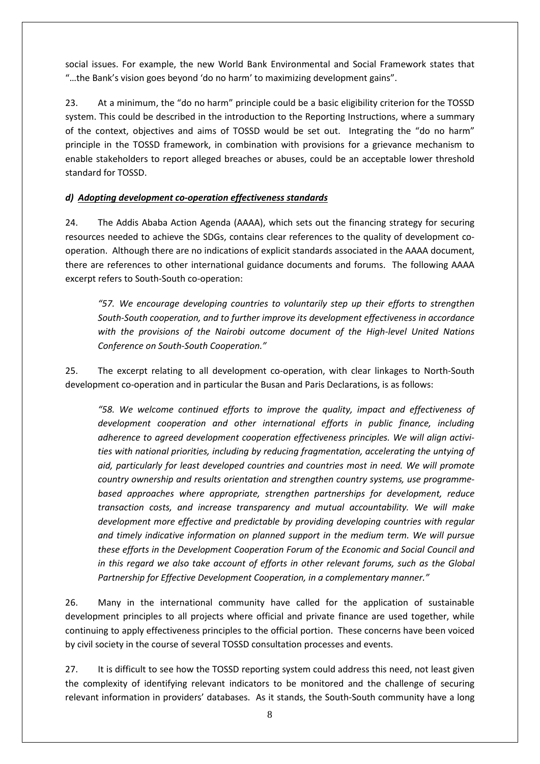social issues. For example, the new World Bank Environmental and Social Framework states that "…the Bank's vision goes beyond 'do no harm' to maximizing development gains".

23. At a minimum, the "do no harm" principle could be a basic eligibility criterion for the TOSSD system. This could be described in the introduction to the Reporting Instructions, where a summary of the context, objectives and aims of TOSSD would be set out. Integrating the "do no harm" principle in the TOSSD framework, in combination with provisions for a grievance mechanism to enable stakeholders to report alleged breaches or abuses, could be an acceptable lower threshold standard for TOSSD.

***d) Adopting development co-operation effectiveness standards***

24. The Addis Ababa Action Agenda (AAAA), which sets out the financing strategy for securing resources needed to achieve the SDGs, contains clear references to the quality of development co-operation. Although there are no indications of explicit standards associated in the AAAA document, there are references to other international guidance documents and forums. The following AAAA excerpt refers to South-South co-operation:

> *"57. We encourage developing countries to voluntarily step up their efforts to strengthen South-South cooperation, and to further improve its development effectiveness in accordance with the provisions of the Nairobi outcome document of the High-level United Nations Conference on South-South Cooperation."*

25. The excerpt relating to all development co-operation, with clear linkages to North-South development co-operation and in particular the Busan and Paris Declarations, is as follows:

> *"58. We welcome continued efforts to improve the quality, impact and effectiveness of development cooperation and other international efforts in public finance, including adherence to agreed development cooperation effectiveness principles. We will align activities with national priorities, including by reducing fragmentation, accelerating the untying of aid, particularly for least developed countries and countries most in need. We will promote country ownership and results orientation and strengthen country systems, use programme-based approaches where appropriate, strengthen partnerships for development, reduce transaction costs, and increase transparency and mutual accountability. We will make development more effective and predictable by providing developing countries with regular and timely indicative information on planned support in the medium term. We will pursue these efforts in the Development Cooperation Forum of the Economic and Social Council and in this regard we also take account of efforts in other relevant forums, such as the Global Partnership for Effective Development Cooperation, in a complementary manner."*

26. Many in the international community have called for the application of sustainable development principles to all projects where official and private finance are used together, while continuing to apply effectiveness principles to the official portion. These concerns have been voiced by civil society in the course of several TOSSD consultation processes and events.

27. It is difficult to see how the TOSSD reporting system could address this need, not least given the complexity of identifying relevant indicators to be monitored and the challenge of securing relevant information in providers' databases. As it stands, the South-South community have a long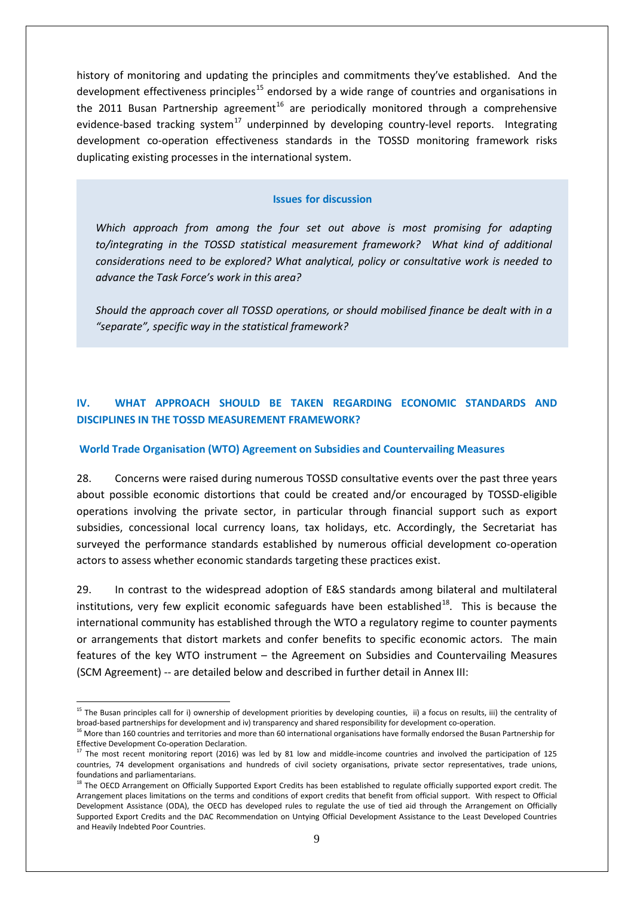history of monitoring and updating the principles and commitments they've established. And the development effectiveness principles[15] endorsed by a wide range of countries and organisations in the 2011 Busan Partnership agreement[16] are periodically monitored through a comprehensive evidence-based tracking system[17] underpinned by developing country-level reports. Integrating development co-operation effectiveness standards in the TOSSD monitoring framework risks duplicating existing processes in the international system.

> **Issues for discussion**
>
> *Which approach from among the four set out above is most promising for adapting to/integrating in the TOSSD statistical measurement framework? What kind of additional considerations need to be explored? What analytical, policy or consultative work is needed to advance the Task Force's work in this area?*
>
> *Should the approach cover all TOSSD operations, or should mobilised finance be dealt with in a "separate", specific way in the statistical framework?*

## IV. WHAT APPROACH SHOULD BE TAKEN REGARDING ECONOMIC STANDARDS AND DISCIPLINES IN THE TOSSD MEASUREMENT FRAMEWORK?

### World Trade Organisation (WTO) Agreement on Subsidies and Countervailing Measures

28. Concerns were raised during numerous TOSSD consultative events over the past three years about possible economic distortions that could be created and/or encouraged by TOSSD-eligible operations involving the private sector, in particular through financial support such as export subsidies, concessional local currency loans, tax holidays, etc. Accordingly, the Secretariat has surveyed the performance standards established by numerous official development co-operation actors to assess whether economic standards targeting these practices exist.

29. In contrast to the widespread adoption of E&S standards among bilateral and multilateral institutions, very few explicit economic safeguards have been established[18]. This is because the international community has established through the WTO a regulatory regime to counter payments or arrangements that distort markets and confer benefits to specific economic actors. The main features of the key WTO instrument – the Agreement on Subsidies and Countervailing Measures (SCM Agreement) -- are detailed below and described in further detail in Annex III:

---

[15] The Busan principles call for i) ownership of development priorities by developing counties, ii) a focus on results, iii) the centrality of broad-based partnerships for development and iv) transparency and shared responsibility for development co-operation.

[16] More than 160 countries and territories and more than 60 international organisations have formally endorsed the Busan Partnership for Effective Development Co-operation Declaration.

[17] The most recent monitoring report (2016) was led by 81 low and middle-income countries and involved the participation of 125 countries, 74 development organisations and hundreds of civil society organisations, private sector representatives, trade unions, foundations and parliamentarians.

[18] The OECD Arrangement on Officially Supported Export Credits has been established to regulate officially supported export credit. The Arrangement places limitations on the terms and conditions of export credits that benefit from official support. With respect to Official Development Assistance (ODA), the OECD has developed rules to regulate the use of tied aid through the Arrangement on Officially Supported Export Credits and the DAC Recommendation on Untying Official Development Assistance to the Least Developed Countries and Heavily Indebted Poor Countries.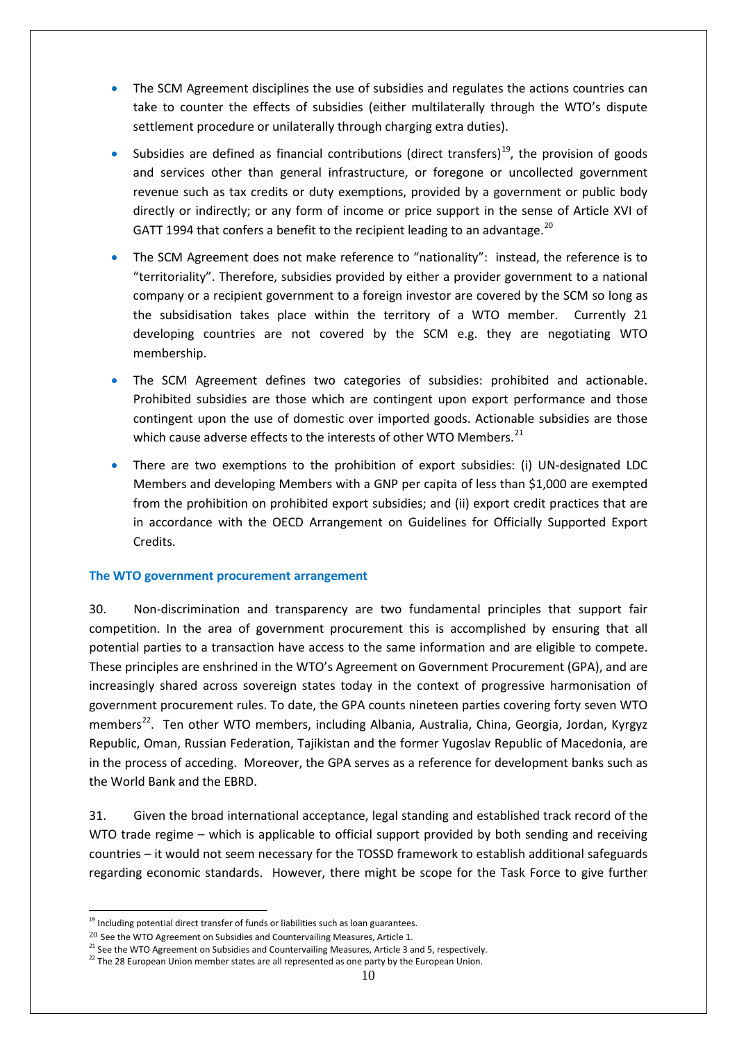- The SCM Agreement disciplines the use of subsidies and regulates the actions countries can take to counter the effects of subsidies (either multilaterally through the WTO's dispute settlement procedure or unilaterally through charging extra duties).
- Subsidies are defined as financial contributions (direct transfers)[19], the provision of goods and services other than general infrastructure, or foregone or uncollected government revenue such as tax credits or duty exemptions, provided by a government or public body directly or indirectly; or any form of income or price support in the sense of Article XVI of GATT 1994 that confers a benefit to the recipient leading to an advantage.[20]
- The SCM Agreement does not make reference to "nationality": instead, the reference is to "territoriality". Therefore, subsidies provided by either a provider government to a national company or a recipient government to a foreign investor are covered by the SCM so long as the subsidisation takes place within the territory of a WTO member. Currently 21 developing countries are not covered by the SCM e.g. they are negotiating WTO membership.
- The SCM Agreement defines two categories of subsidies: prohibited and actionable. Prohibited subsidies are those which are contingent upon export performance and those contingent upon the use of domestic over imported goods. Actionable subsidies are those which cause adverse effects to the interests of other WTO Members.[21]
- There are two exemptions to the prohibition of export subsidies: (i) UN-designated LDC Members and developing Members with a GNP per capita of less than \$1,000 are exempted from the prohibition on prohibited export subsidies; and (ii) export credit practices that are in accordance with the OECD Arrangement on Guidelines for Officially Supported Export Credits.

### The WTO government procurement arrangement

30. Non-discrimination and transparency are two fundamental principles that support fair competition. In the area of government procurement this is accomplished by ensuring that all potential parties to a transaction have access to the same information and are eligible to compete. These principles are enshrined in the WTO's Agreement on Government Procurement (GPA), and are increasingly shared across sovereign states today in the context of progressive harmonisation of government procurement rules. To date, the GPA counts nineteen parties covering forty seven WTO members[22]. Ten other WTO members, including Albania, Australia, China, Georgia, Jordan, Kyrgyz Republic, Oman, Russian Federation, Tajikistan and the former Yugoslav Republic of Macedonia, are in the process of acceding. Moreover, the GPA serves as a reference for development banks such as the World Bank and the EBRD.

31. Given the broad international acceptance, legal standing and established track record of the WTO trade regime – which is applicable to official support provided by both sending and receiving countries – it would not seem necessary for the TOSSD framework to establish additional safeguards regarding economic standards. However, there might be scope for the Task Force to give further

---

[19] Including potential direct transfer of funds or liabilities such as loan guarantees.

[20] See the WTO Agreement on Subsidies and Countervailing Measures, Article 1.

[21] See the WTO Agreement on Subsidies and Countervailing Measures, Article 3 and 5, respectively.

[22] The 28 European Union member states are all represented as one party by the European Union.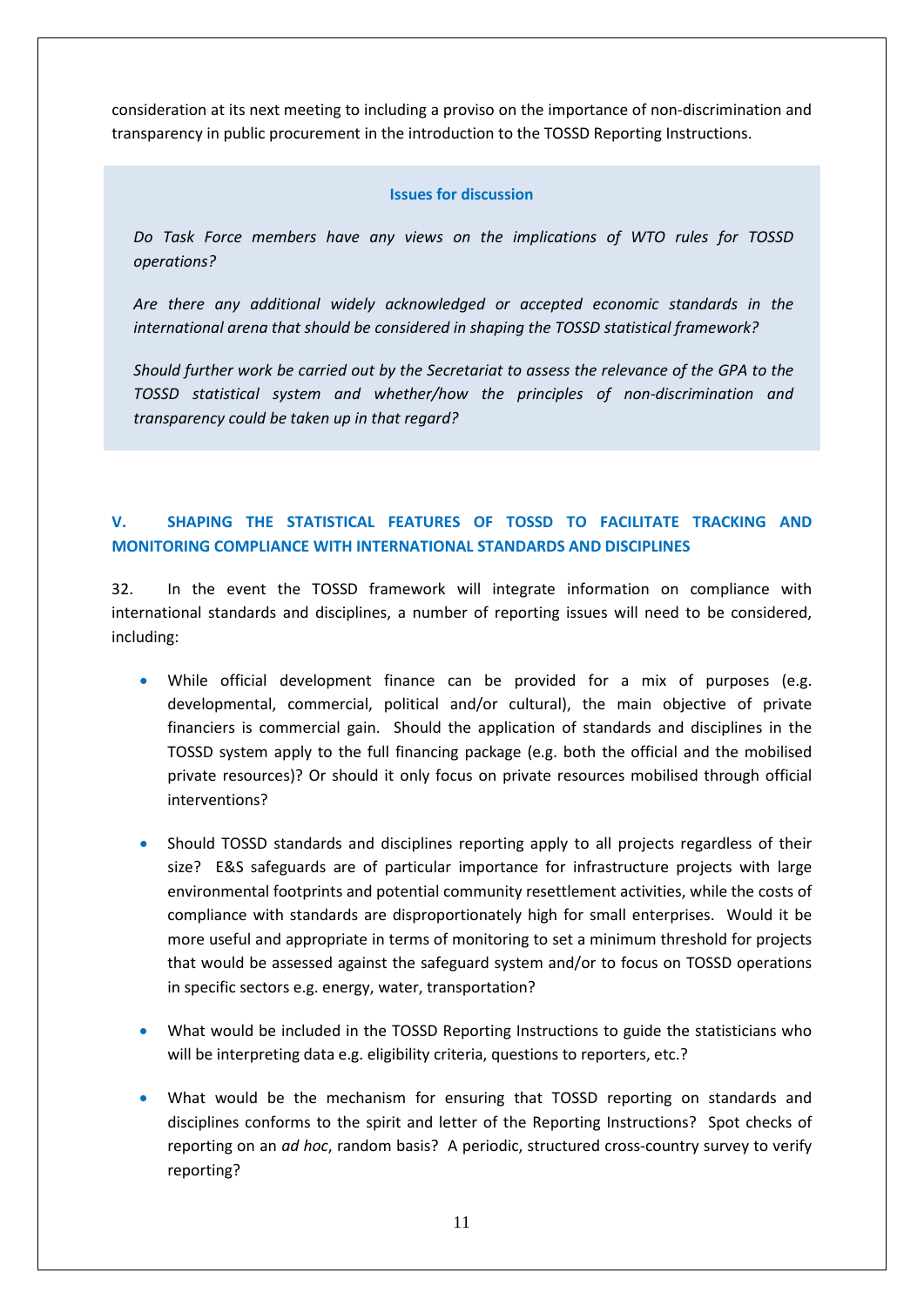consideration at its next meeting to including a proviso on the importance of non-discrimination and transparency in public procurement in the introduction to the TOSSD Reporting Instructions.

**Issues for discussion**

*Do Task Force members have any views on the implications of WTO rules for TOSSD operations?*

*Are there any additional widely acknowledged or accepted economic standards in the international arena that should be considered in shaping the TOSSD statistical framework?*

*Should further work be carried out by the Secretariat to assess the relevance of the GPA to the TOSSD statistical system and whether/how the principles of non-discrimination and transparency could be taken up in that regard?*

## V. SHAPING THE STATISTICAL FEATURES OF TOSSD TO FACILITATE TRACKING AND MONITORING COMPLIANCE WITH INTERNATIONAL STANDARDS AND DISCIPLINES

32. In the event the TOSSD framework will integrate information on compliance with international standards and disciplines, a number of reporting issues will need to be considered, including:

- While official development finance can be provided for a mix of purposes (e.g. developmental, commercial, political and/or cultural), the main objective of private financiers is commercial gain. Should the application of standards and disciplines in the TOSSD system apply to the full financing package (e.g. both the official and the mobilised private resources)? Or should it only focus on private resources mobilised through official interventions?

- Should TOSSD standards and disciplines reporting apply to all projects regardless of their size? E&S safeguards are of particular importance for infrastructure projects with large environmental footprints and potential community resettlement activities, while the costs of compliance with standards are disproportionately high for small enterprises. Would it be more useful and appropriate in terms of monitoring to set a minimum threshold for projects that would be assessed against the safeguard system and/or to focus on TOSSD operations in specific sectors e.g. energy, water, transportation?

- What would be included in the TOSSD Reporting Instructions to guide the statisticians who will be interpreting data e.g. eligibility criteria, questions to reporters, etc.?

- What would be the mechanism for ensuring that TOSSD reporting on standards and disciplines conforms to the spirit and letter of the Reporting Instructions? Spot checks of reporting on an *ad hoc*, random basis? A periodic, structured cross-country survey to verify reporting?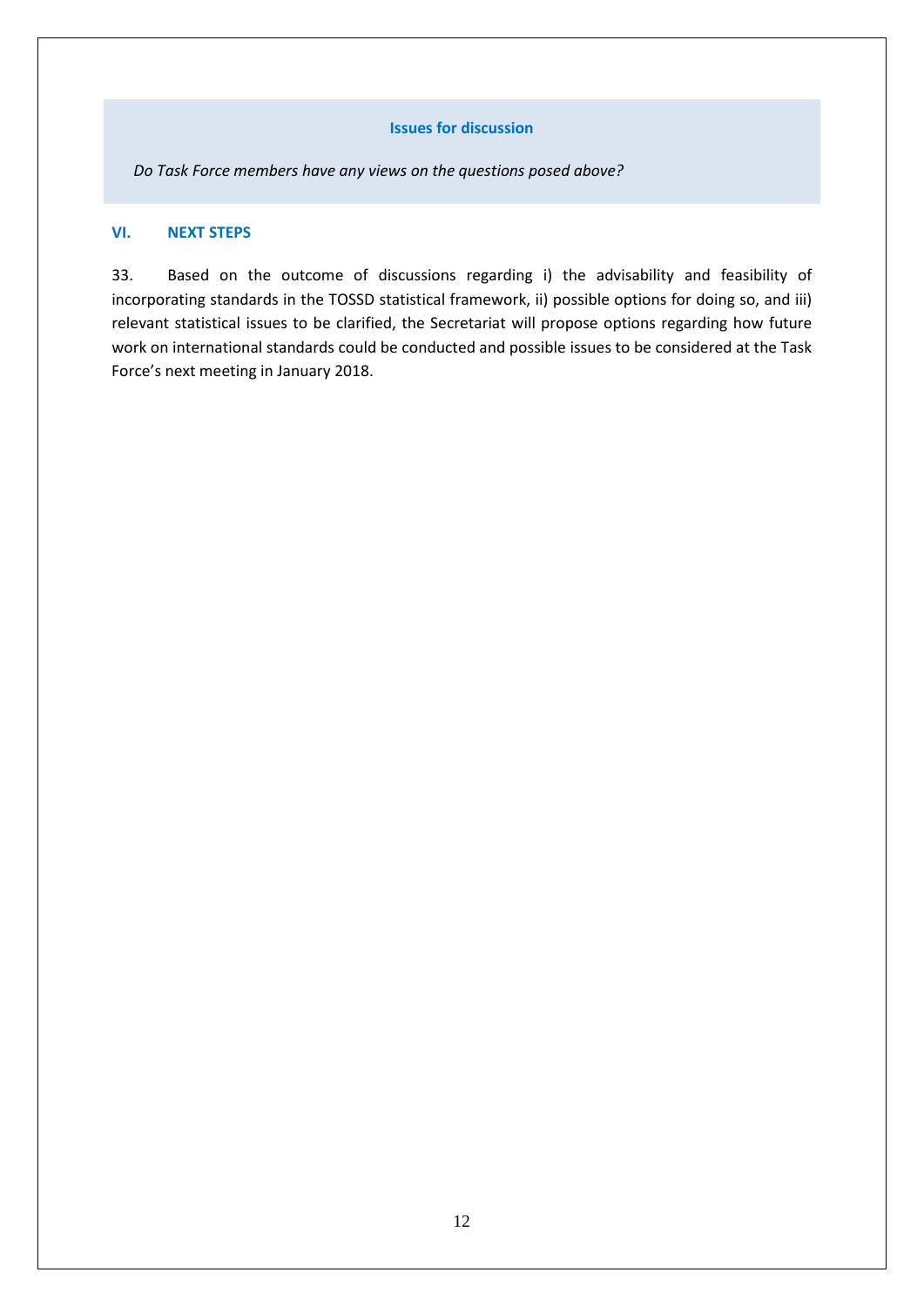**Issues for discussion**

*Do Task Force members have any views on the questions posed above?*

## VI. NEXT STEPS

33. Based on the outcome of discussions regarding i) the advisability and feasibility of incorporating standards in the TOSSD statistical framework, ii) possible options for doing so, and iii) relevant statistical issues to be clarified, the Secretariat will propose options regarding how future work on international standards could be conducted and possible issues to be considered at the Task Force's next meeting in January 2018.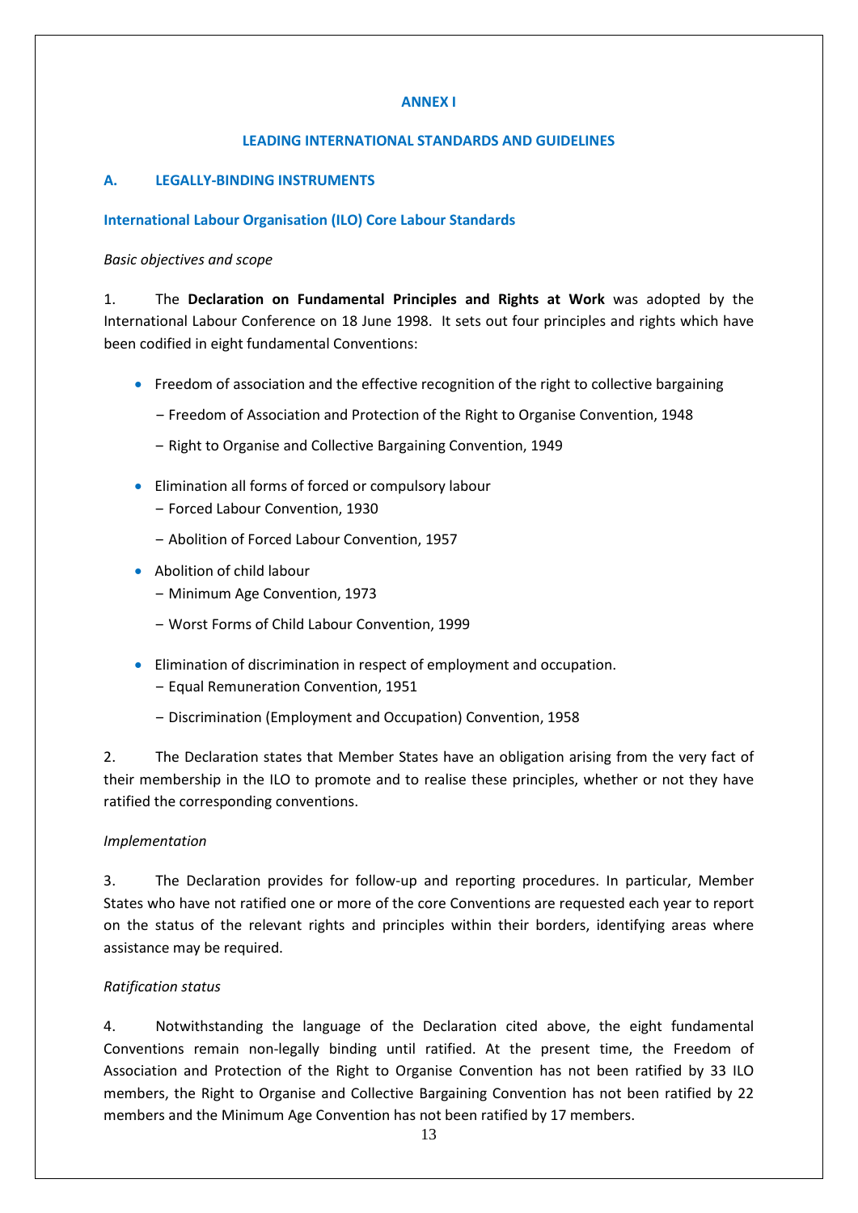# ANNEX I

## LEADING INTERNATIONAL STANDARDS AND GUIDELINES

## A. LEGALLY-BINDING INSTRUMENTS

### International Labour Organisation (ILO) Core Labour Standards

*Basic objectives and scope*

1. The **Declaration on Fundamental Principles and Rights at Work** was adopted by the International Labour Conference on 18 June 1998. It sets out four principles and rights which have been codified in eight fundamental Conventions:

- Freedom of association and the effective recognition of the right to collective bargaining
  - Freedom of Association and Protection of the Right to Organise Convention, 1948
  - Right to Organise and Collective Bargaining Convention, 1949
- Elimination all forms of forced or compulsory labour
  - Forced Labour Convention, 1930
  - Abolition of Forced Labour Convention, 1957
- Abolition of child labour
  - Minimum Age Convention, 1973
  - Worst Forms of Child Labour Convention, 1999
- Elimination of discrimination in respect of employment and occupation.
  - Equal Remuneration Convention, 1951
  - Discrimination (Employment and Occupation) Convention, 1958

2. The Declaration states that Member States have an obligation arising from the very fact of their membership in the ILO to promote and to realise these principles, whether or not they have ratified the corresponding conventions.

*Implementation*

3. The Declaration provides for follow-up and reporting procedures. In particular, Member States who have not ratified one or more of the core Conventions are requested each year to report on the status of the relevant rights and principles within their borders, identifying areas where assistance may be required.

*Ratification status*

4. Notwithstanding the language of the Declaration cited above, the eight fundamental Conventions remain non-legally binding until ratified. At the present time, the Freedom of Association and Protection of the Right to Organise Convention has not been ratified by 33 ILO members, the Right to Organise and Collective Bargaining Convention has not been ratified by 22 members and the Minimum Age Convention has not been ratified by 17 members.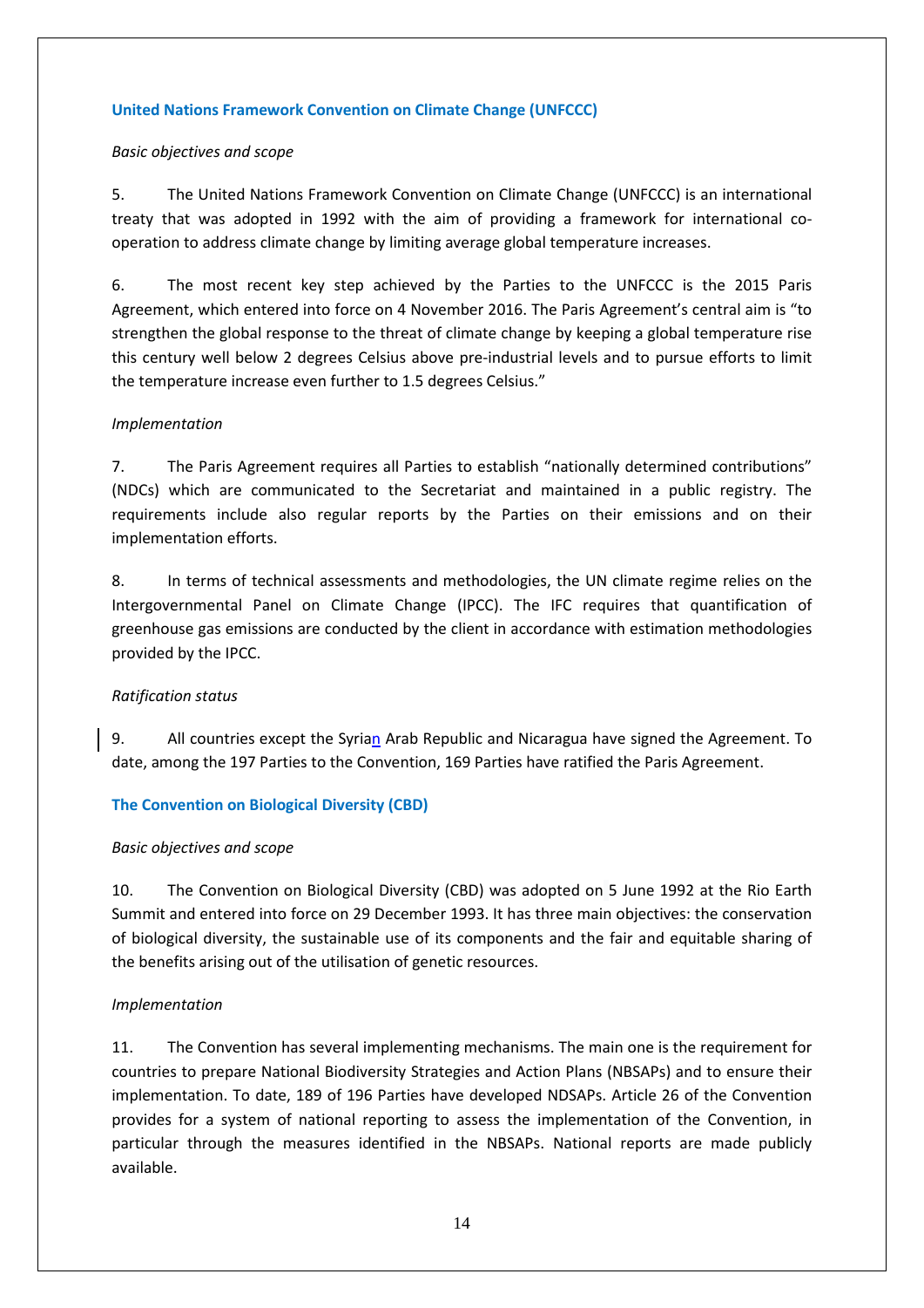## United Nations Framework Convention on Climate Change (UNFCCC)

*Basic objectives and scope*

5. The United Nations Framework Convention on Climate Change (UNFCCC) is an international treaty that was adopted in 1992 with the aim of providing a framework for international co-operation to address climate change by limiting average global temperature increases.

6. The most recent key step achieved by the Parties to the UNFCCC is the 2015 Paris Agreement, which entered into force on 4 November 2016. The Paris Agreement's central aim is "to strengthen the global response to the threat of climate change by keeping a global temperature rise this century well below 2 degrees Celsius above pre-industrial levels and to pursue efforts to limit the temperature increase even further to 1.5 degrees Celsius."

*Implementation*

7. The Paris Agreement requires all Parties to establish "nationally determined contributions" (NDCs) which are communicated to the Secretariat and maintained in a public registry. The requirements include also regular reports by the Parties on their emissions and on their implementation efforts.

8. In terms of technical assessments and methodologies, the UN climate regime relies on the Intergovernmental Panel on Climate Change (IPCC). The IFC requires that quantification of greenhouse gas emissions are conducted by the client in accordance with estimation methodologies provided by the IPCC.

*Ratification status*

9. All countries except the Syrian Arab Republic and Nicaragua have signed the Agreement. To date, among the 197 Parties to the Convention, 169 Parties have ratified the Paris Agreement.

## The Convention on Biological Diversity (CBD)

*Basic objectives and scope*

10. The Convention on Biological Diversity (CBD) was adopted on 5 June 1992 at the Rio Earth Summit and entered into force on 29 December 1993. It has three main objectives: the conservation of biological diversity, the sustainable use of its components and the fair and equitable sharing of the benefits arising out of the utilisation of genetic resources.

*Implementation*

11. The Convention has several implementing mechanisms. The main one is the requirement for countries to prepare National Biodiversity Strategies and Action Plans (NBSAPs) and to ensure their implementation. To date, 189 of 196 Parties have developed NDSAPs. Article 26 of the Convention provides for a system of national reporting to assess the implementation of the Convention, in particular through the measures identified in the NBSAPs. National reports are made publicly available.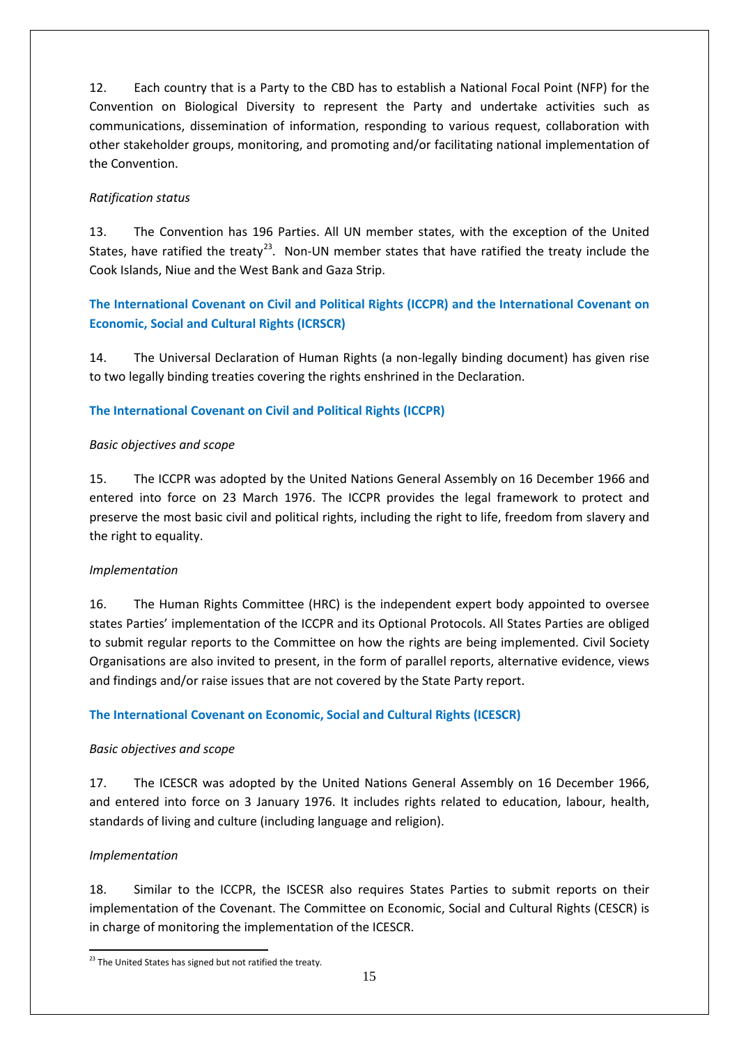12. Each country that is a Party to the CBD has to establish a National Focal Point (NFP) for the Convention on Biological Diversity to represent the Party and undertake activities such as communications, dissemination of information, responding to various request, collaboration with other stakeholder groups, monitoring, and promoting and/or facilitating national implementation of the Convention.

*Ratification status*

13. The Convention has 196 Parties. All UN member states, with the exception of the United States, have ratified the treaty[23]. Non-UN member states that have ratified the treaty include the Cook Islands, Niue and the West Bank and Gaza Strip.

### The International Covenant on Civil and Political Rights (ICCPR) and the International Covenant on Economic, Social and Cultural Rights (ICRSCR)

14. The Universal Declaration of Human Rights (a non-legally binding document) has given rise to two legally binding treaties covering the rights enshrined in the Declaration.

### The International Covenant on Civil and Political Rights (ICCPR)

*Basic objectives and scope*

15. The ICCPR was adopted by the United Nations General Assembly on 16 December 1966 and entered into force on 23 March 1976. The ICCPR provides the legal framework to protect and preserve the most basic civil and political rights, including the right to life, freedom from slavery and the right to equality.

*Implementation*

16. The Human Rights Committee (HRC) is the independent expert body appointed to oversee states Parties' implementation of the ICCPR and its Optional Protocols. All States Parties are obliged to submit regular reports to the Committee on how the rights are being implemented. Civil Society Organisations are also invited to present, in the form of parallel reports, alternative evidence, views and findings and/or raise issues that are not covered by the State Party report.

### The International Covenant on Economic, Social and Cultural Rights (ICESCR)

*Basic objectives and scope*

17. The ICESCR was adopted by the United Nations General Assembly on 16 December 1966, and entered into force on 3 January 1976. It includes rights related to education, labour, health, standards of living and culture (including language and religion).

*Implementation*

18. Similar to the ICCPR, the ISCESR also requires States Parties to submit reports on their implementation of the Covenant. The Committee on Economic, Social and Cultural Rights (CESCR) is in charge of monitoring the implementation of the ICESCR.

---

[23] The United States has signed but not ratified the treaty.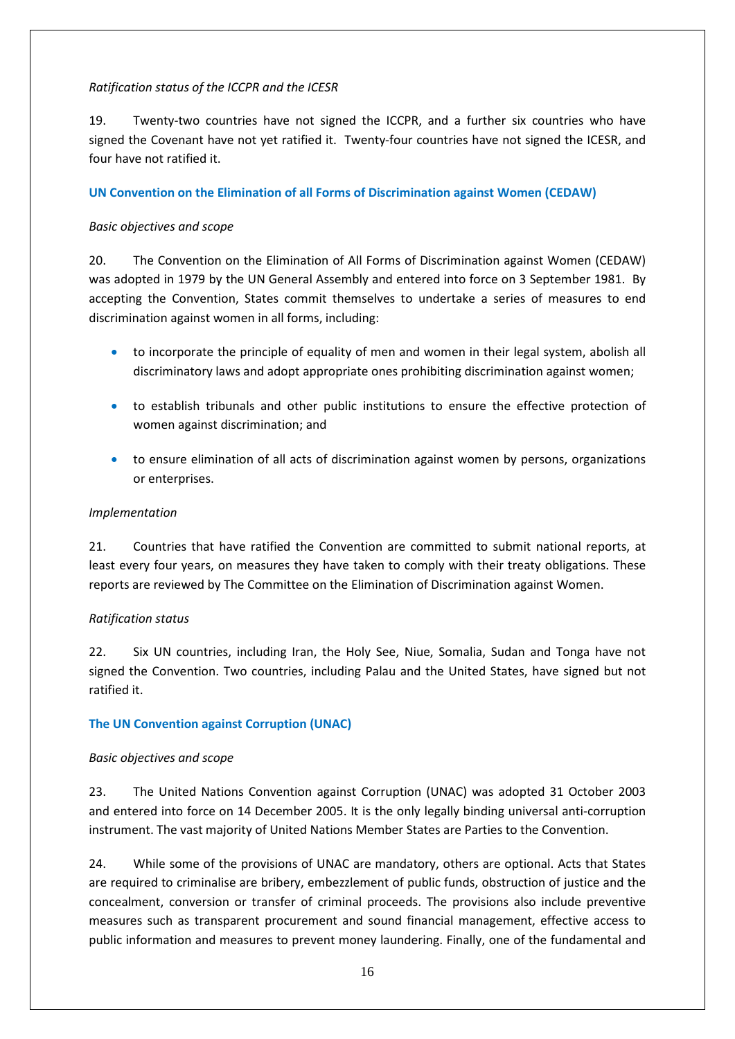*Ratification status of the ICCPR and the ICESR*

19. Twenty-two countries have not signed the ICCPR, and a further six countries who have signed the Covenant have not yet ratified it. Twenty-four countries have not signed the ICESR, and four have not ratified it.

### UN Convention on the Elimination of all Forms of Discrimination against Women (CEDAW)

*Basic objectives and scope*

20. The Convention on the Elimination of All Forms of Discrimination against Women (CEDAW) was adopted in 1979 by the UN General Assembly and entered into force on 3 September 1981. By accepting the Convention, States commit themselves to undertake a series of measures to end discrimination against women in all forms, including:

- to incorporate the principle of equality of men and women in their legal system, abolish all discriminatory laws and adopt appropriate ones prohibiting discrimination against women;
- to establish tribunals and other public institutions to ensure the effective protection of women against discrimination; and
- to ensure elimination of all acts of discrimination against women by persons, organizations or enterprises.

*Implementation*

21. Countries that have ratified the Convention are committed to submit national reports, at least every four years, on measures they have taken to comply with their treaty obligations. These reports are reviewed by The Committee on the Elimination of Discrimination against Women.

*Ratification status*

22. Six UN countries, including Iran, the Holy See, Niue, Somalia, Sudan and Tonga have not signed the Convention. Two countries, including Palau and the United States, have signed but not ratified it.

### The UN Convention against Corruption (UNAC)

*Basic objectives and scope*

23. The United Nations Convention against Corruption (UNAC) was adopted 31 October 2003 and entered into force on 14 December 2005. It is the only legally binding universal anti-corruption instrument. The vast majority of United Nations Member States are Parties to the Convention.

24. While some of the provisions of UNAC are mandatory, others are optional. Acts that States are required to criminalise are bribery, embezzlement of public funds, obstruction of justice and the concealment, conversion or transfer of criminal proceeds. The provisions also include preventive measures such as transparent procurement and sound financial management, effective access to public information and measures to prevent money laundering. Finally, one of the fundamental and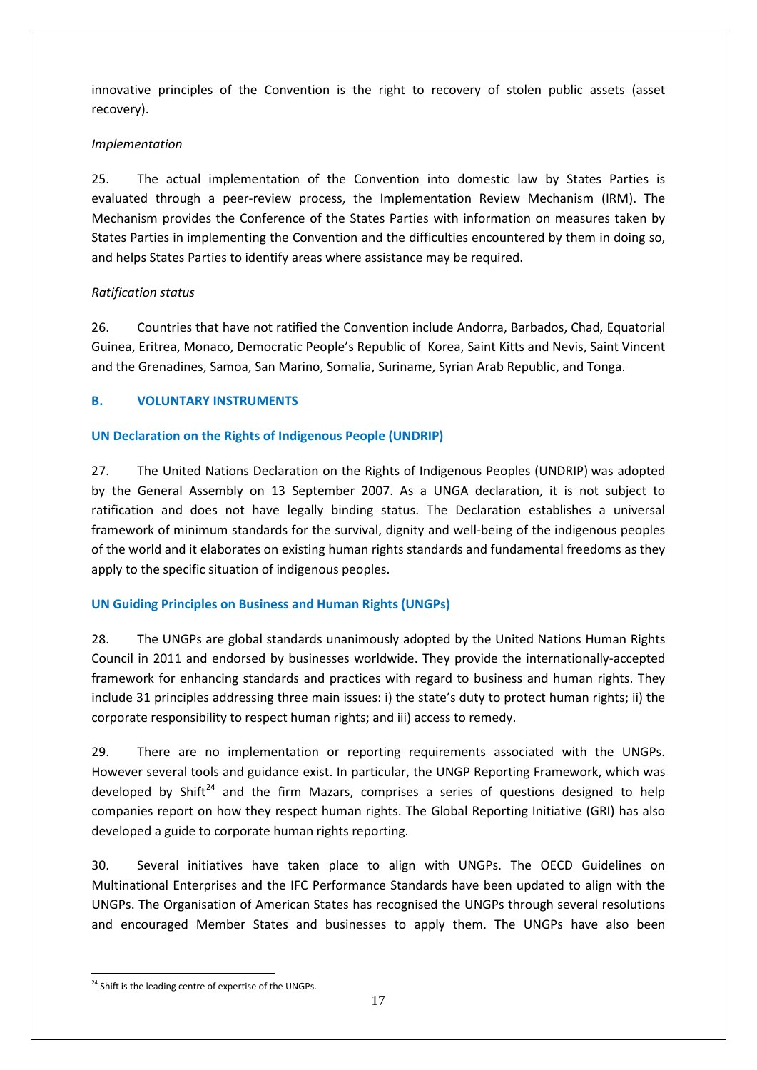innovative principles of the Convention is the right to recovery of stolen public assets (asset recovery).

*Implementation*

25. The actual implementation of the Convention into domestic law by States Parties is evaluated through a peer-review process, the Implementation Review Mechanism (IRM). The Mechanism provides the Conference of the States Parties with information on measures taken by States Parties in implementing the Convention and the difficulties encountered by them in doing so, and helps States Parties to identify areas where assistance may be required.

*Ratification status*

26. Countries that have not ratified the Convention include Andorra, Barbados, Chad, Equatorial Guinea, Eritrea, Monaco, Democratic People's Republic of Korea, Saint Kitts and Nevis, Saint Vincent and the Grenadines, Samoa, San Marino, Somalia, Suriname, Syrian Arab Republic, and Tonga.

## B. VOLUNTARY INSTRUMENTS

### UN Declaration on the Rights of Indigenous People (UNDRIP)

27. The United Nations Declaration on the Rights of Indigenous Peoples (UNDRIP) was adopted by the General Assembly on 13 September 2007. As a UNGA declaration, it is not subject to ratification and does not have legally binding status. The Declaration establishes a universal framework of minimum standards for the survival, dignity and well-being of the indigenous peoples of the world and it elaborates on existing human rights standards and fundamental freedoms as they apply to the specific situation of indigenous peoples.

### UN Guiding Principles on Business and Human Rights (UNGPs)

28. The UNGPs are global standards unanimously adopted by the United Nations Human Rights Council in 2011 and endorsed by businesses worldwide. They provide the internationally-accepted framework for enhancing standards and practices with regard to business and human rights. They include 31 principles addressing three main issues: i) the state's duty to protect human rights; ii) the corporate responsibility to respect human rights; and iii) access to remedy.

29. There are no implementation or reporting requirements associated with the UNGPs. However several tools and guidance exist. In particular, the UNGP Reporting Framework, which was developed by Shift[24] and the firm Mazars, comprises a series of questions designed to help companies report on how they respect human rights. The Global Reporting Initiative (GRI) has also developed a guide to corporate human rights reporting.

30. Several initiatives have taken place to align with UNGPs. The OECD Guidelines on Multinational Enterprises and the IFC Performance Standards have been updated to align with the UNGPs. The Organisation of American States has recognised the UNGPs through several resolutions and encouraged Member States and businesses to apply them. The UNGPs have also been

---

[24] Shift is the leading centre of expertise of the UNGPs.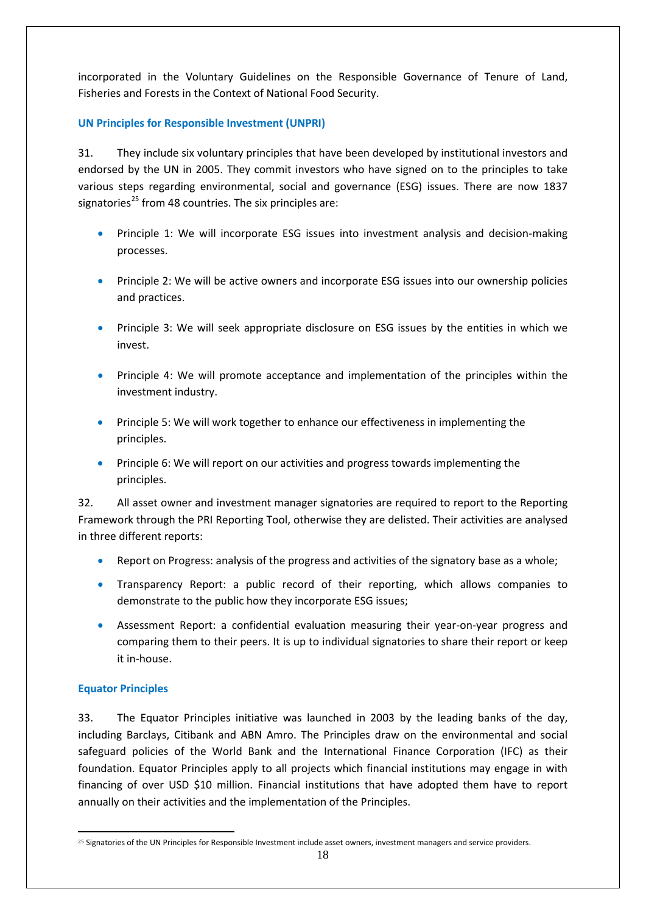incorporated in the Voluntary Guidelines on the Responsible Governance of Tenure of Land, Fisheries and Forests in the Context of National Food Security.

### UN Principles for Responsible Investment (UNPRI)

31. They include six voluntary principles that have been developed by institutional investors and endorsed by the UN in 2005. They commit investors who have signed on to the principles to take various steps regarding environmental, social and governance (ESG) issues. There are now 1837 signatories[25] from 48 countries. The six principles are:

- Principle 1: We will incorporate ESG issues into investment analysis and decision-making processes.
- Principle 2: We will be active owners and incorporate ESG issues into our ownership policies and practices.
- Principle 3: We will seek appropriate disclosure on ESG issues by the entities in which we invest.
- Principle 4: We will promote acceptance and implementation of the principles within the investment industry.
- Principle 5: We will work together to enhance our effectiveness in implementing the principles.
- Principle 6: We will report on our activities and progress towards implementing the principles.

32. All asset owner and investment manager signatories are required to report to the Reporting Framework through the PRI Reporting Tool, otherwise they are delisted. Their activities are analysed in three different reports:

- Report on Progress: analysis of the progress and activities of the signatory base as a whole;
- Transparency Report: a public record of their reporting, which allows companies to demonstrate to the public how they incorporate ESG issues;
- Assessment Report: a confidential evaluation measuring their year-on-year progress and comparing them to their peers. It is up to individual signatories to share their report or keep it in-house.

### Equator Principles

33. The Equator Principles initiative was launched in 2003 by the leading banks of the day, including Barclays, Citibank and ABN Amro. The Principles draw on the environmental and social safeguard policies of the World Bank and the International Finance Corporation (IFC) as their foundation. Equator Principles apply to all projects which financial institutions may engage in with financing of over USD $10 million. Financial institutions that have adopted them have to report annually on their activities and the implementation of the Principles.

---

[25] Signatories of the UN Principles for Responsible Investment include asset owners, investment managers and service providers.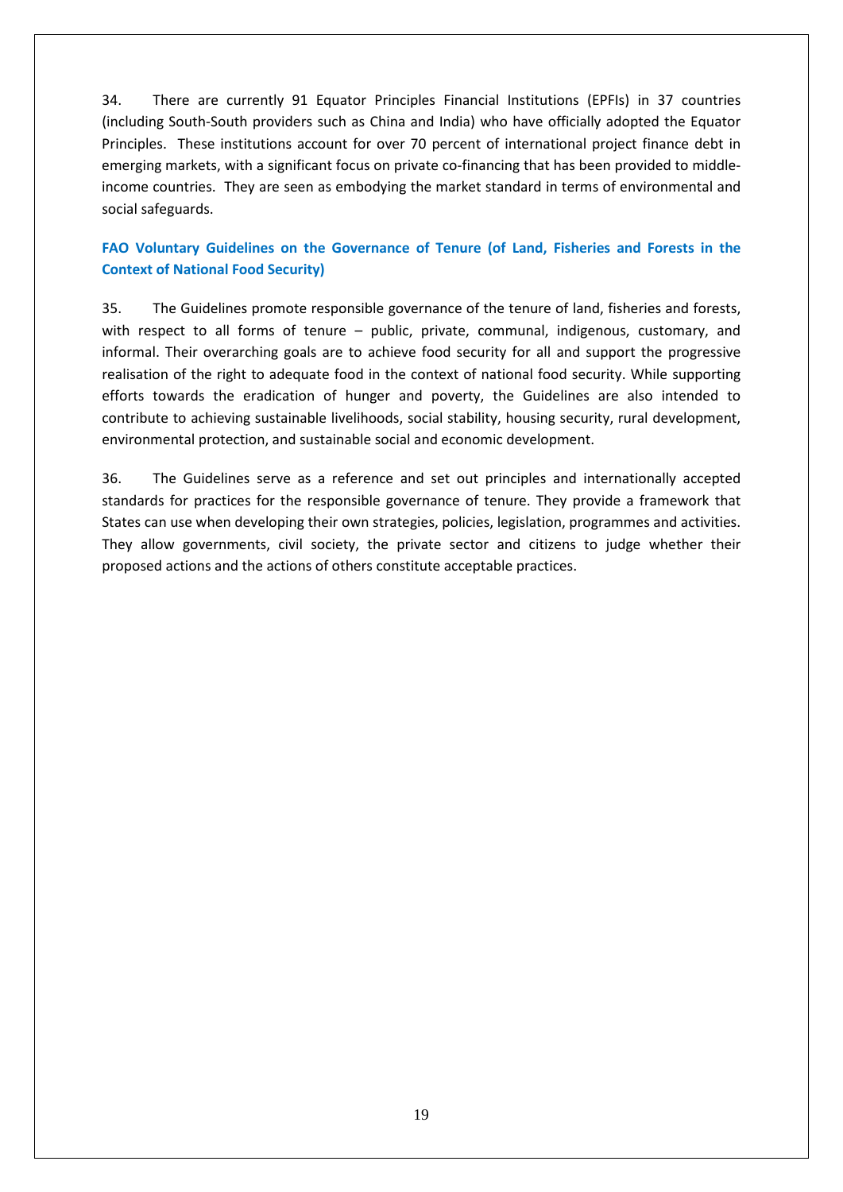34. There are currently 91 Equator Principles Financial Institutions (EPFIs) in 37 countries (including South-South providers such as China and India) who have officially adopted the Equator Principles. These institutions account for over 70 percent of international project finance debt in emerging markets, with a significant focus on private co-financing that has been provided to middle-income countries. They are seen as embodying the market standard in terms of environmental and social safeguards.

### FAO Voluntary Guidelines on the Governance of Tenure (of Land, Fisheries and Forests in the Context of National Food Security)

35. The Guidelines promote responsible governance of the tenure of land, fisheries and forests, with respect to all forms of tenure – public, private, communal, indigenous, customary, and informal. Their overarching goals are to achieve food security for all and support the progressive realisation of the right to adequate food in the context of national food security. While supporting efforts towards the eradication of hunger and poverty, the Guidelines are also intended to contribute to achieving sustainable livelihoods, social stability, housing security, rural development, environmental protection, and sustainable social and economic development.

36. The Guidelines serve as a reference and set out principles and internationally accepted standards for practices for the responsible governance of tenure. They provide a framework that States can use when developing their own strategies, policies, legislation, programmes and activities. They allow governments, civil society, the private sector and citizens to judge whether their proposed actions and the actions of others constitute acceptable practices.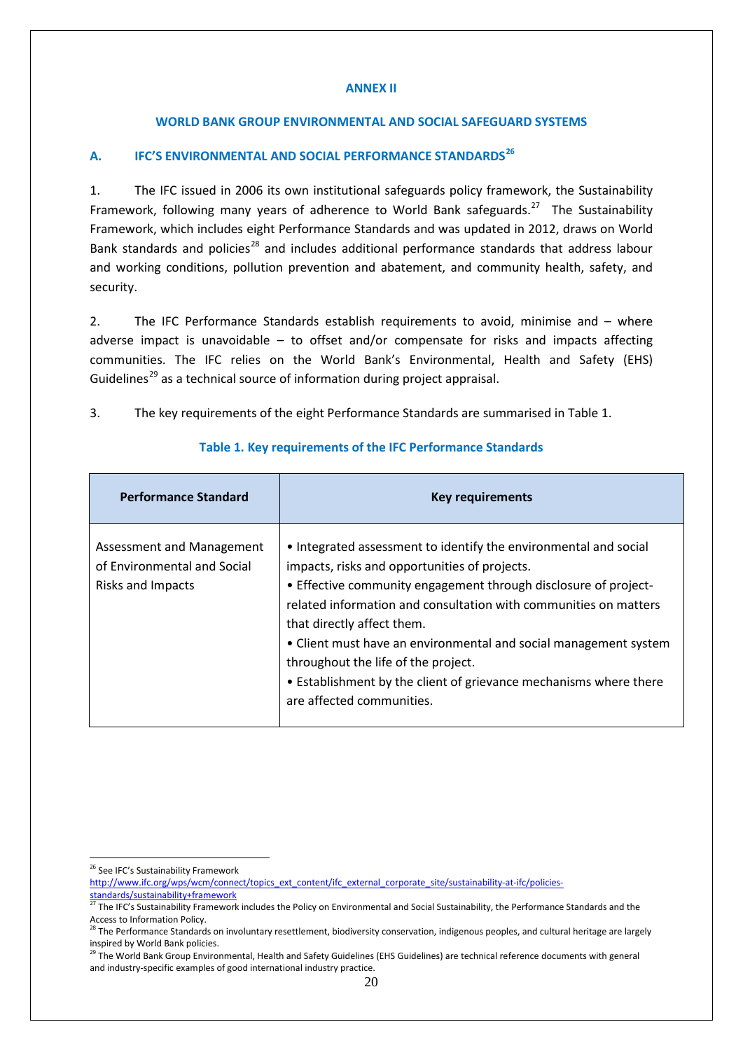## ANNEX II

## WORLD BANK GROUP ENVIRONMENTAL AND SOCIAL SAFEGUARD SYSTEMS

### A. IFC'S ENVIRONMENTAL AND SOCIAL PERFORMANCE STANDARDS[26]

1. The IFC issued in 2006 its own institutional safeguards policy framework, the Sustainability Framework, following many years of adherence to World Bank safeguards.[27] The Sustainability Framework, which includes eight Performance Standards and was updated in 2012, draws on World Bank standards and policies[28] and includes additional performance standards that address labour and working conditions, pollution prevention and abatement, and community health, safety, and security.

2. The IFC Performance Standards establish requirements to avoid, minimise and – where adverse impact is unavoidable – to offset and/or compensate for risks and impacts affecting communities. The IFC relies on the World Bank's Environmental, Health and Safety (EHS) Guidelines[29] as a technical source of information during project appraisal.

3. The key requirements of the eight Performance Standards are summarised in Table 1.

**Table 1. Key requirements of the IFC Performance Standards**

| Performance Standard | Key requirements |
|---|---|
| Assessment and Management of Environmental and Social Risks and Impacts | • Integrated assessment to identify the environmental and social impacts, risks and opportunities of projects.<br>• Effective community engagement through disclosure of project-related information and consultation with communities on matters that directly affect them.<br>• Client must have an environmental and social management system throughout the life of the project.<br>• Establishment by the client of grievance mechanisms where there are affected communities. |

[26] See IFC's Sustainability Framework http://www.ifc.org/wps/wcm/connect/topics_ext_content/ifc_external_corporate_site/sustainability-at-ifc/policies-standards/sustainability+framework

[27] The IFC's Sustainability Framework includes the Policy on Environmental and Social Sustainability, the Performance Standards and the Access to Information Policy.

[28] The Performance Standards on involuntary resettlement, biodiversity conservation, indigenous peoples, and cultural heritage are largely inspired by World Bank policies.

[29] The World Bank Group Environmental, Health and Safety Guidelines (EHS Guidelines) are technical reference documents with general and industry-specific examples of good international industry practice.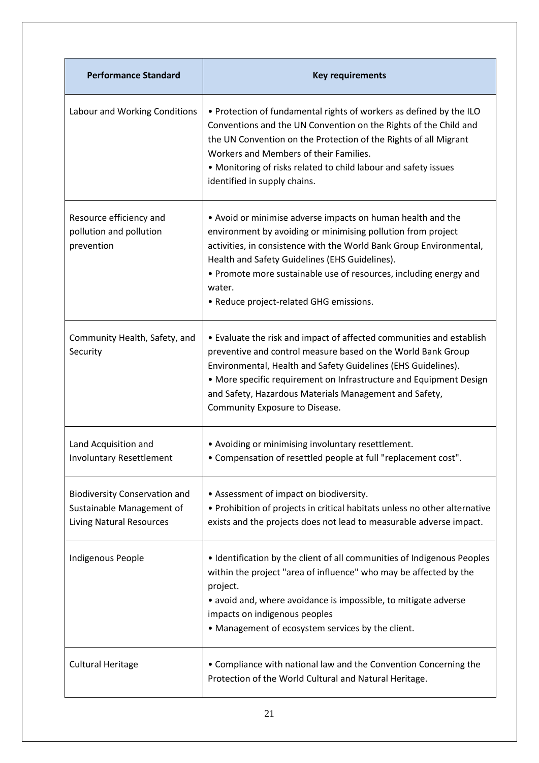| Performance Standard | Key requirements |
|---|---|
| Labour and Working Conditions | • Protection of fundamental rights of workers as defined by the ILO Conventions and the UN Convention on the Rights of the Child and the UN Convention on the Protection of the Rights of all Migrant Workers and Members of their Families.<br>• Monitoring of risks related to child labour and safety issues identified in supply chains. |
| Resource efficiency and pollution and pollution prevention | • Avoid or minimise adverse impacts on human health and the environment by avoiding or minimising pollution from project activities, in consistence with the World Bank Group Environmental, Health and Safety Guidelines (EHS Guidelines).<br>• Promote more sustainable use of resources, including energy and water.<br>• Reduce project-related GHG emissions. |
| Community Health, Safety, and Security | • Evaluate the risk and impact of affected communities and establish preventive and control measure based on the World Bank Group Environmental, Health and Safety Guidelines (EHS Guidelines).<br>• More specific requirement on Infrastructure and Equipment Design and Safety, Hazardous Materials Management and Safety, Community Exposure to Disease. |
| Land Acquisition and Involuntary Resettlement | • Avoiding or minimising involuntary resettlement.<br>• Compensation of resettled people at full "replacement cost". |
| Biodiversity Conservation and Sustainable Management of Living Natural Resources | • Assessment of impact on biodiversity.<br>• Prohibition of projects in critical habitats unless no other alternative exists and the projects does not lead to measurable adverse impact. |
| Indigenous People | • Identification by the client of all communities of Indigenous Peoples within the project "area of influence" who may be affected by the project.<br>• avoid and, where avoidance is impossible, to mitigate adverse impacts on indigenous peoples<br>• Management of ecosystem services by the client. |
| Cultural Heritage | • Compliance with national law and the Convention Concerning the Protection of the World Cultural and Natural Heritage. |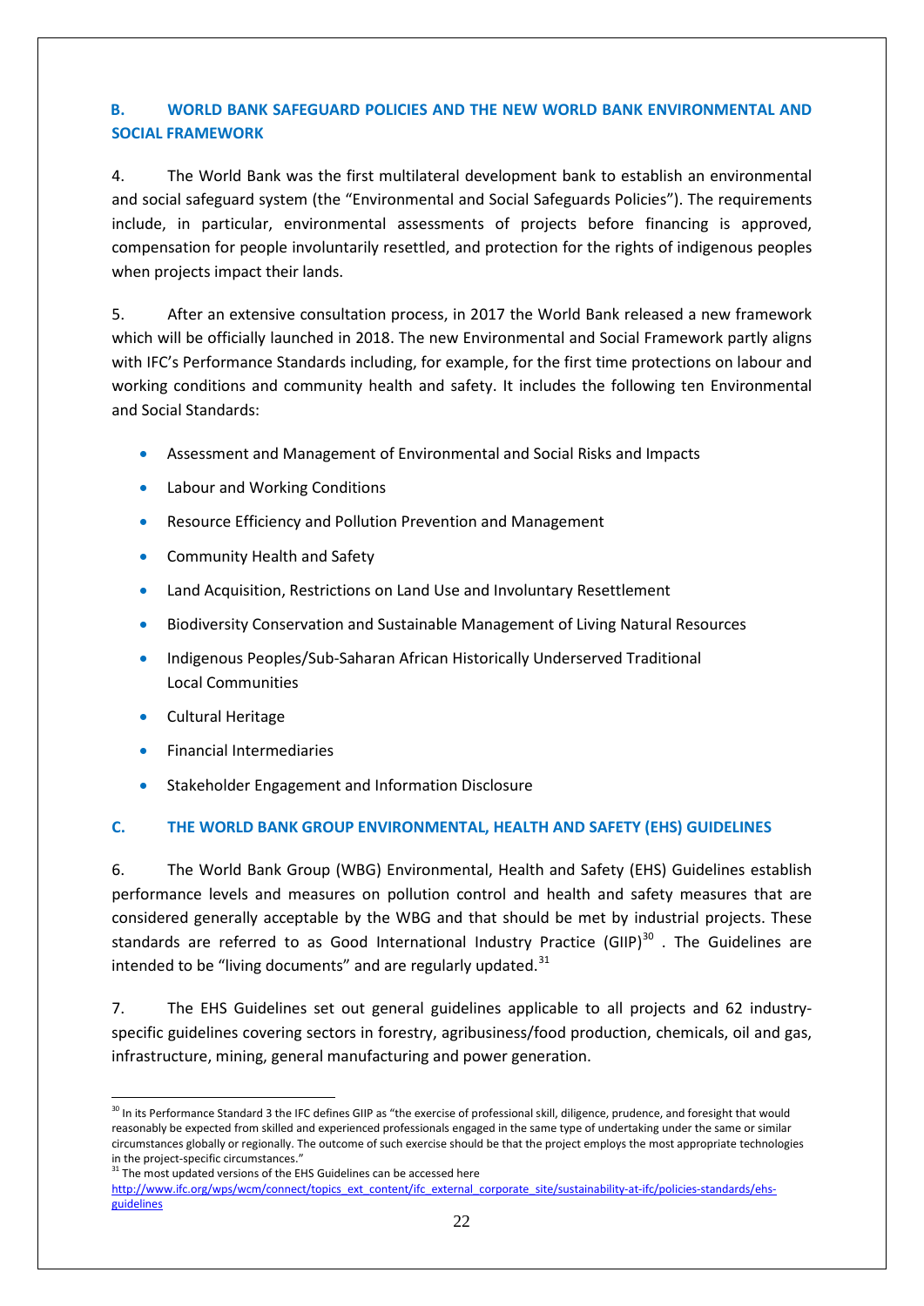## B. WORLD BANK SAFEGUARD POLICIES AND THE NEW WORLD BANK ENVIRONMENTAL AND SOCIAL FRAMEWORK

4. The World Bank was the first multilateral development bank to establish an environmental and social safeguard system (the "Environmental and Social Safeguards Policies"). The requirements include, in particular, environmental assessments of projects before financing is approved, compensation for people involuntarily resettled, and protection for the rights of indigenous peoples when projects impact their lands.

5. After an extensive consultation process, in 2017 the World Bank released a new framework which will be officially launched in 2018. The new Environmental and Social Framework partly aligns with IFC's Performance Standards including, for example, for the first time protections on labour and working conditions and community health and safety. It includes the following ten Environmental and Social Standards:

- Assessment and Management of Environmental and Social Risks and Impacts
- Labour and Working Conditions
- Resource Efficiency and Pollution Prevention and Management
- Community Health and Safety
- Land Acquisition, Restrictions on Land Use and Involuntary Resettlement
- Biodiversity Conservation and Sustainable Management of Living Natural Resources
- Indigenous Peoples/Sub-Saharan African Historically Underserved Traditional Local Communities
- Cultural Heritage
- Financial Intermediaries
- Stakeholder Engagement and Information Disclosure

## C. THE WORLD BANK GROUP ENVIRONMENTAL, HEALTH AND SAFETY (EHS) GUIDELINES

6. The World Bank Group (WBG) Environmental, Health and Safety (EHS) Guidelines establish performance levels and measures on pollution control and health and safety measures that are considered generally acceptable by the WBG and that should be met by industrial projects. These standards are referred to as Good International Industry Practice (GIIP)[30] . The Guidelines are intended to be "living documents" and are regularly updated.[31]

7. The EHS Guidelines set out general guidelines applicable to all projects and 62 industry-specific guidelines covering sectors in forestry, agribusiness/food production, chemicals, oil and gas, infrastructure, mining, general manufacturing and power generation.

---

[30] In its Performance Standard 3 the IFC defines GIIP as "the exercise of professional skill, diligence, prudence, and foresight that would reasonably be expected from skilled and experienced professionals engaged in the same type of undertaking under the same or similar circumstances globally or regionally. The outcome of such exercise should be that the project employs the most appropriate technologies in the project-specific circumstances."

[31] The most updated versions of the EHS Guidelines can be accessed here http://www.ifc.org/wps/wcm/connect/topics_ext_content/ifc_external_corporate_site/sustainability-at-ifc/policies-standards/ehs-guidelines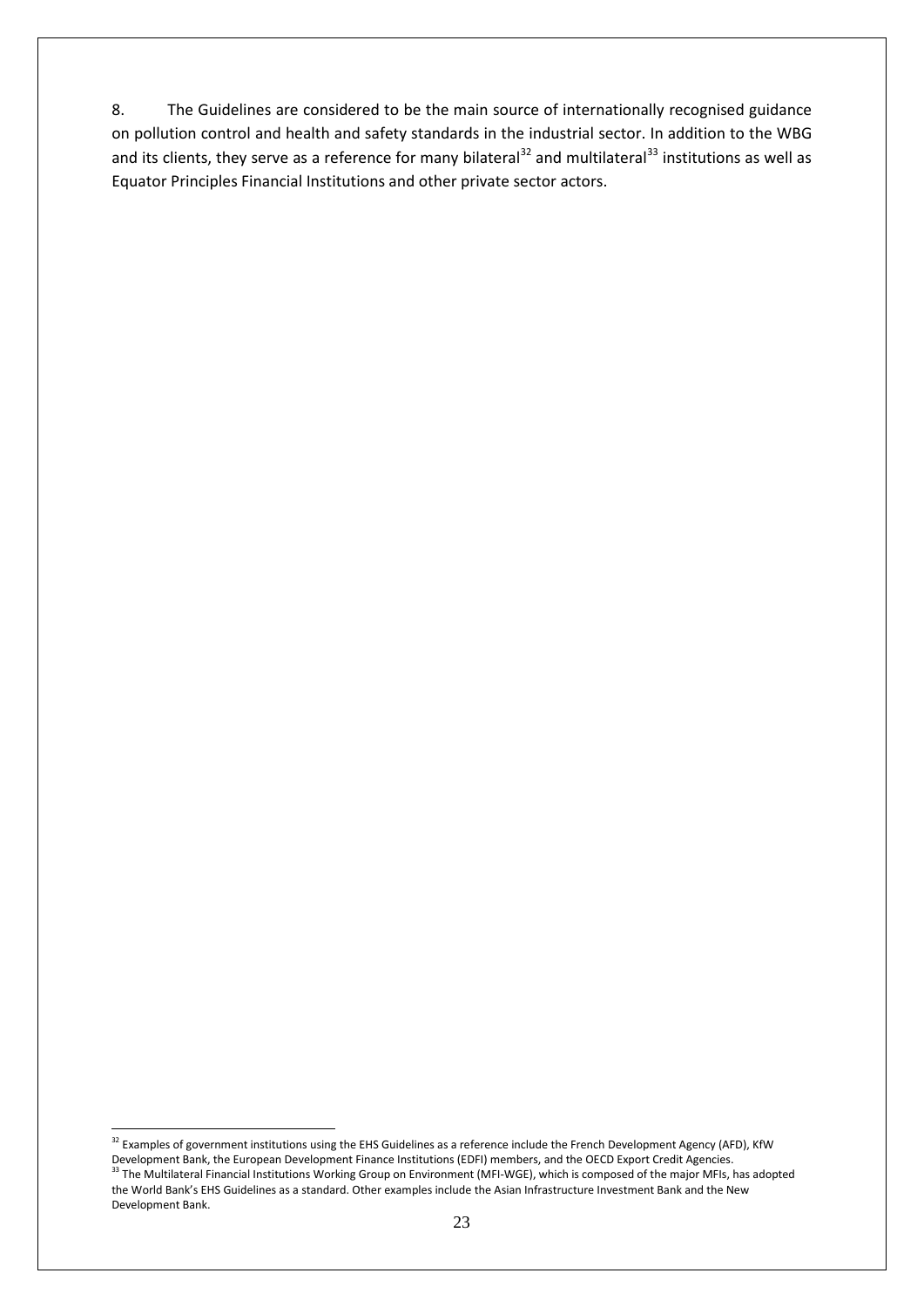8. The Guidelines are considered to be the main source of internationally recognised guidance on pollution control and health and safety standards in the industrial sector. In addition to the WBG and its clients, they serve as a reference for many bilateral[32] and multilateral[33] institutions as well as Equator Principles Financial Institutions and other private sector actors.

---

[32] Examples of government institutions using the EHS Guidelines as a reference include the French Development Agency (AFD), KfW Development Bank, the European Development Finance Institutions (EDFI) members, and the OECD Export Credit Agencies.

[33] The Multilateral Financial Institutions Working Group on Environment (MFI-WGE), which is composed of the major MFIs, has adopted the World Bank's EHS Guidelines as a standard. Other examples include the Asian Infrastructure Investment Bank and the New Development Bank.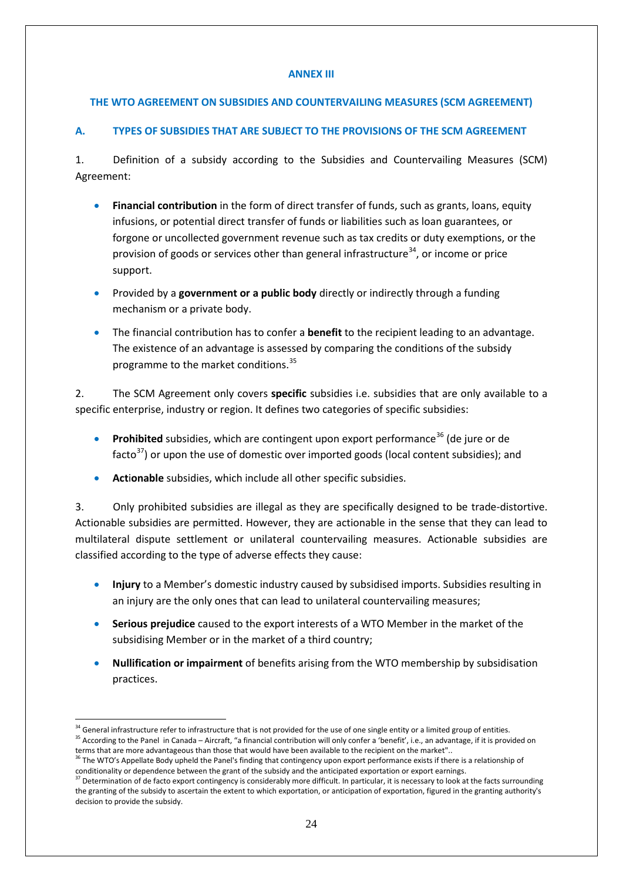## ANNEX III

## THE WTO AGREEMENT ON SUBSIDIES AND COUNTERVAILING MEASURES (SCM AGREEMENT)

### A. TYPES OF SUBSIDIES THAT ARE SUBJECT TO THE PROVISIONS OF THE SCM AGREEMENT

1. Definition of a subsidy according to the Subsidies and Countervailing Measures (SCM) Agreement:

- **Financial contribution** in the form of direct transfer of funds, such as grants, loans, equity infusions, or potential direct transfer of funds or liabilities such as loan guarantees, or forgone or uncollected government revenue such as tax credits or duty exemptions, or the provision of goods or services other than general infrastructure[34], or income or price support.
- Provided by a **government or a public body** directly or indirectly through a funding mechanism or a private body.
- The financial contribution has to confer a **benefit** to the recipient leading to an advantage. The existence of an advantage is assessed by comparing the conditions of the subsidy programme to the market conditions.[35]

2. The SCM Agreement only covers **specific** subsidies i.e. subsidies that are only available to a specific enterprise, industry or region. It defines two categories of specific subsidies:

- **Prohibited** subsidies, which are contingent upon export performance[36] (de jure or de facto[37]) or upon the use of domestic over imported goods (local content subsidies); and
- **Actionable** subsidies, which include all other specific subsidies.

3. Only prohibited subsidies are illegal as they are specifically designed to be trade-distortive. Actionable subsidies are permitted. However, they are actionable in the sense that they can lead to multilateral dispute settlement or unilateral countervailing measures. Actionable subsidies are classified according to the type of adverse effects they cause:

- **Injury** to a Member's domestic industry caused by subsidised imports. Subsidies resulting in an injury are the only ones that can lead to unilateral countervailing measures;
- **Serious prejudice** caused to the export interests of a WTO Member in the market of the subsidising Member or in the market of a third country;
- **Nullification or impairment** of benefits arising from the WTO membership by subsidisation practices.

---

[34] General infrastructure refer to infrastructure that is not provided for the use of one single entity or a limited group of entities.

[35] According to the Panel in Canada – Aircraft, "a financial contribution will only confer a 'benefit', i.e., an advantage, if it is provided on terms that are more advantageous than those that would have been available to the recipient on the market"..

[36] The WTO's Appellate Body upheld the Panel's finding that contingency upon export performance exists if there is a relationship of conditionality or dependence between the grant of the subsidy and the anticipated exportation or export earnings.

[37] Determination of de facto export contingency is considerably more difficult. In particular, it is necessary to look at the facts surrounding the granting of the subsidy to ascertain the extent to which exportation, or anticipation of exportation, figured in the granting authority's decision to provide the subsidy.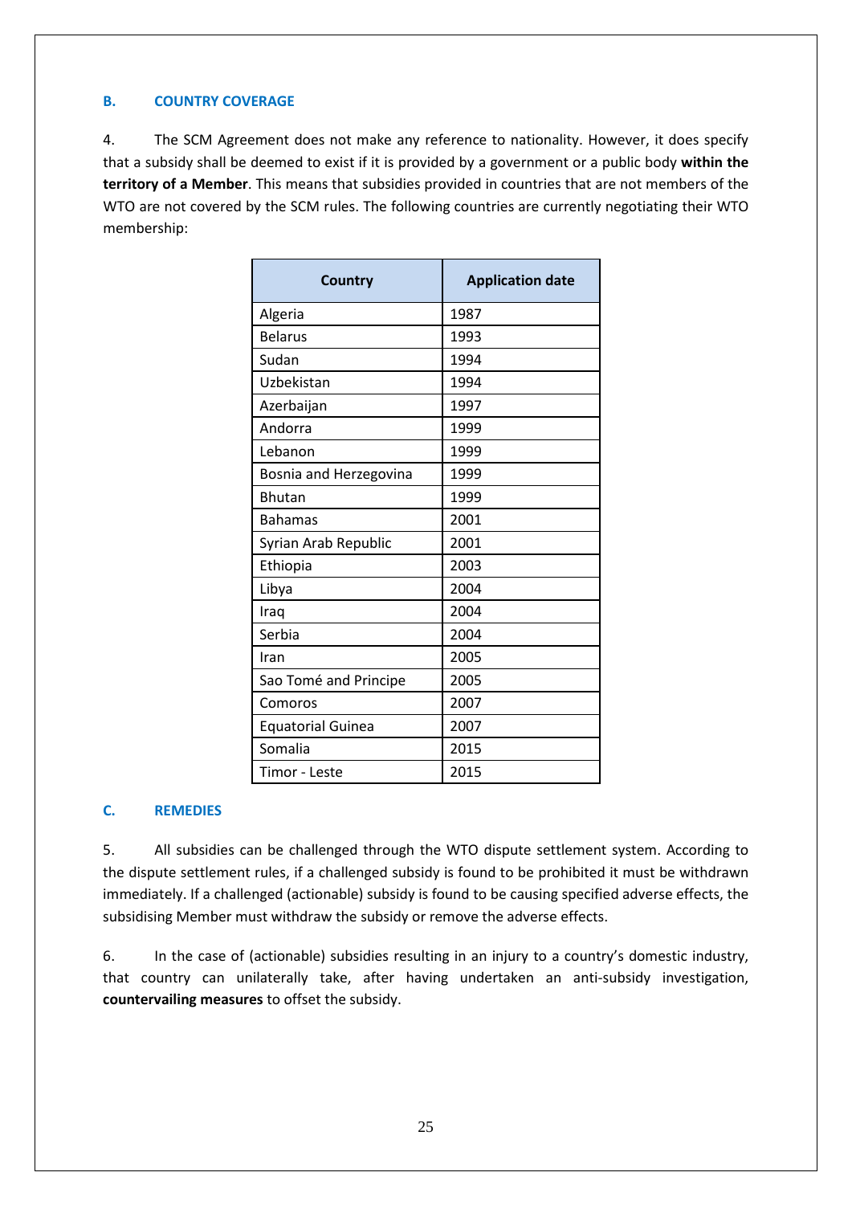## B. COUNTRY COVERAGE

4. The SCM Agreement does not make any reference to nationality. However, it does specify that a subsidy shall be deemed to exist if it is provided by a government or a public body **within the territory of a Member**. This means that subsidies provided in countries that are not members of the WTO are not covered by the SCM rules. The following countries are currently negotiating their WTO membership:

| Country | Application date |
|---|---|
| Algeria | 1987 |
| Belarus | 1993 |
| Sudan | 1994 |
| Uzbekistan | 1994 |
| Azerbaijan | 1997 |
| Andorra | 1999 |
| Lebanon | 1999 |
| Bosnia and Herzegovina | 1999 |
| Bhutan | 1999 |
| Bahamas | 2001 |
| Syrian Arab Republic | 2001 |
| Ethiopia | 2003 |
| Libya | 2004 |
| Iraq | 2004 |
| Serbia | 2004 |
| Iran | 2005 |
| Sao Tomé and Principe | 2005 |
| Comoros | 2007 |
| Equatorial Guinea | 2007 |
| Somalia | 2015 |
| Timor - Leste | 2015 |

## C. REMEDIES

5. All subsidies can be challenged through the WTO dispute settlement system. According to the dispute settlement rules, if a challenged subsidy is found to be prohibited it must be withdrawn immediately. If a challenged (actionable) subsidy is found to be causing specified adverse effects, the subsidising Member must withdraw the subsidy or remove the adverse effects.

6. In the case of (actionable) subsidies resulting in an injury to a country's domestic industry, that country can unilaterally take, after having undertaken an anti-subsidy investigation, **countervailing measures** to offset the subsidy.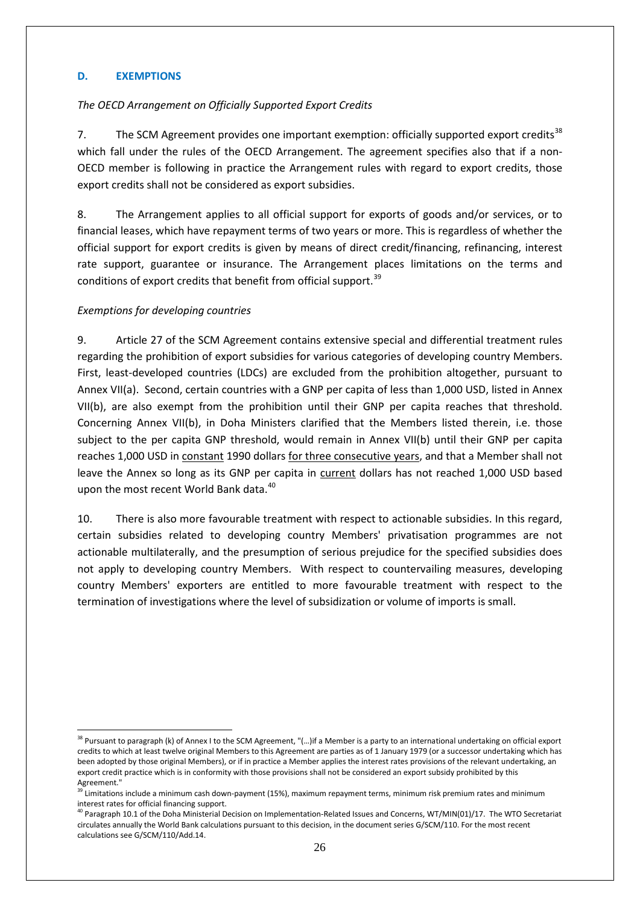## D. EXEMPTIONS

*The OECD Arrangement on Officially Supported Export Credits*

7. The SCM Agreement provides one important exemption: officially supported export credits[38] which fall under the rules of the OECD Arrangement. The agreement specifies also that if a non-OECD member is following in practice the Arrangement rules with regard to export credits, those export credits shall not be considered as export subsidies.

8. The Arrangement applies to all official support for exports of goods and/or services, or to financial leases, which have repayment terms of two years or more. This is regardless of whether the official support for export credits is given by means of direct credit/financing, refinancing, interest rate support, guarantee or insurance. The Arrangement places limitations on the terms and conditions of export credits that benefit from official support.[39]

*Exemptions for developing countries*

9. Article 27 of the SCM Agreement contains extensive special and differential treatment rules regarding the prohibition of export subsidies for various categories of developing country Members. First, least-developed countries (LDCs) are excluded from the prohibition altogether, pursuant to Annex VII(a). Second, certain countries with a GNP per capita of less than 1,000 USD, listed in Annex VII(b), are also exempt from the prohibition until their GNP per capita reaches that threshold. Concerning Annex VII(b), in Doha Ministers clarified that the Members listed therein, i.e. those subject to the per capita GNP threshold, would remain in Annex VII(b) until their GNP per capita reaches 1,000 USD in constant 1990 dollars for three consecutive years, and that a Member shall not leave the Annex so long as its GNP per capita in current dollars has not reached 1,000 USD based upon the most recent World Bank data.[40]

10. There is also more favourable treatment with respect to actionable subsidies. In this regard, certain subsidies related to developing country Members' privatisation programmes are not actionable multilaterally, and the presumption of serious prejudice for the specified subsidies does not apply to developing country Members. With respect to countervailing measures, developing country Members' exporters are entitled to more favourable treatment with respect to the termination of investigations where the level of subsidization or volume of imports is small.

---

[38] Pursuant to paragraph (k) of Annex I to the SCM Agreement, "(…)if a Member is a party to an international undertaking on official export credits to which at least twelve original Members to this Agreement are parties as of 1 January 1979 (or a successor undertaking which has been adopted by those original Members), or if in practice a Member applies the interest rates provisions of the relevant undertaking, an export credit practice which is in conformity with those provisions shall not be considered an export subsidy prohibited by this Agreement."

[39] Limitations include a minimum cash down-payment (15%), maximum repayment terms, minimum risk premium rates and minimum interest rates for official financing support.

[40] Paragraph 10.1 of the Doha Ministerial Decision on Implementation-Related Issues and Concerns, WT/MIN(01)/17. The WTO Secretariat circulates annually the World Bank calculations pursuant to this decision, in the document series G/SCM/110. For the most recent calculations see G/SCM/110/Add.14.